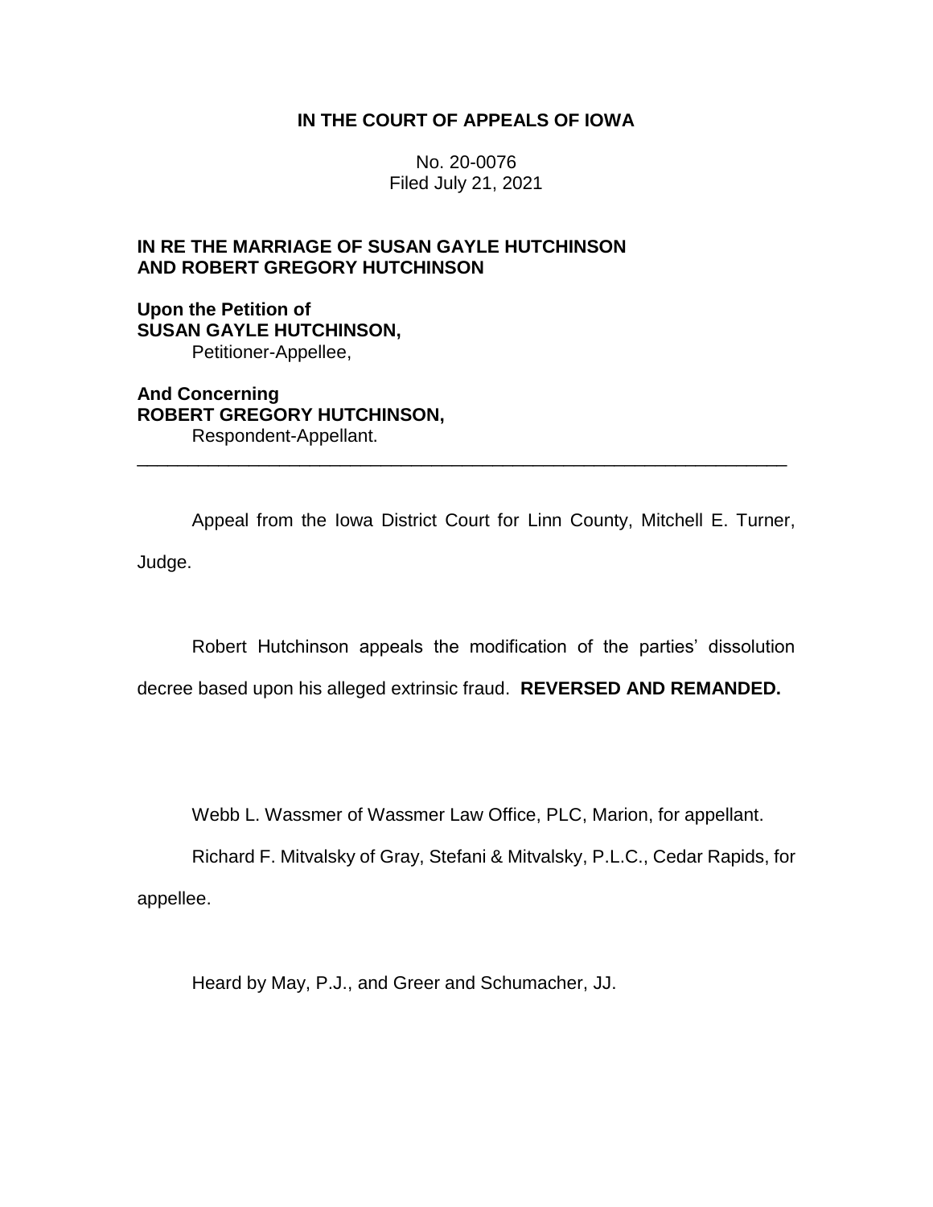**IN THE COURT OF APPEALS OF IOWA**

No. 20-0076
Filed July 21, 2021

**IN RE THE MARRIAGE OF SUSAN GAYLE HUTCHINSON AND ROBERT GREGORY HUTCHINSON**

**Upon the Petition of**
**SUSAN GAYLE HUTCHINSON,**
Petitioner-Appellee,

**And Concerning**
**ROBERT GREGORY HUTCHINSON,**
Respondent-Appellant.

---

Appeal from the Iowa District Court for Linn County, Mitchell E. Turner, Judge.

Robert Hutchinson appeals the modification of the parties' dissolution decree based upon his alleged extrinsic fraud. **REVERSED AND REMANDED.**

Webb L. Wassmer of Wassmer Law Office, PLC, Marion, for appellant.

Richard F. Mitvalsky of Gray, Stefani & Mitvalsky, P.L.C., Cedar Rapids, for appellee.

Heard by May, P.J., and Greer and Schumacher, JJ.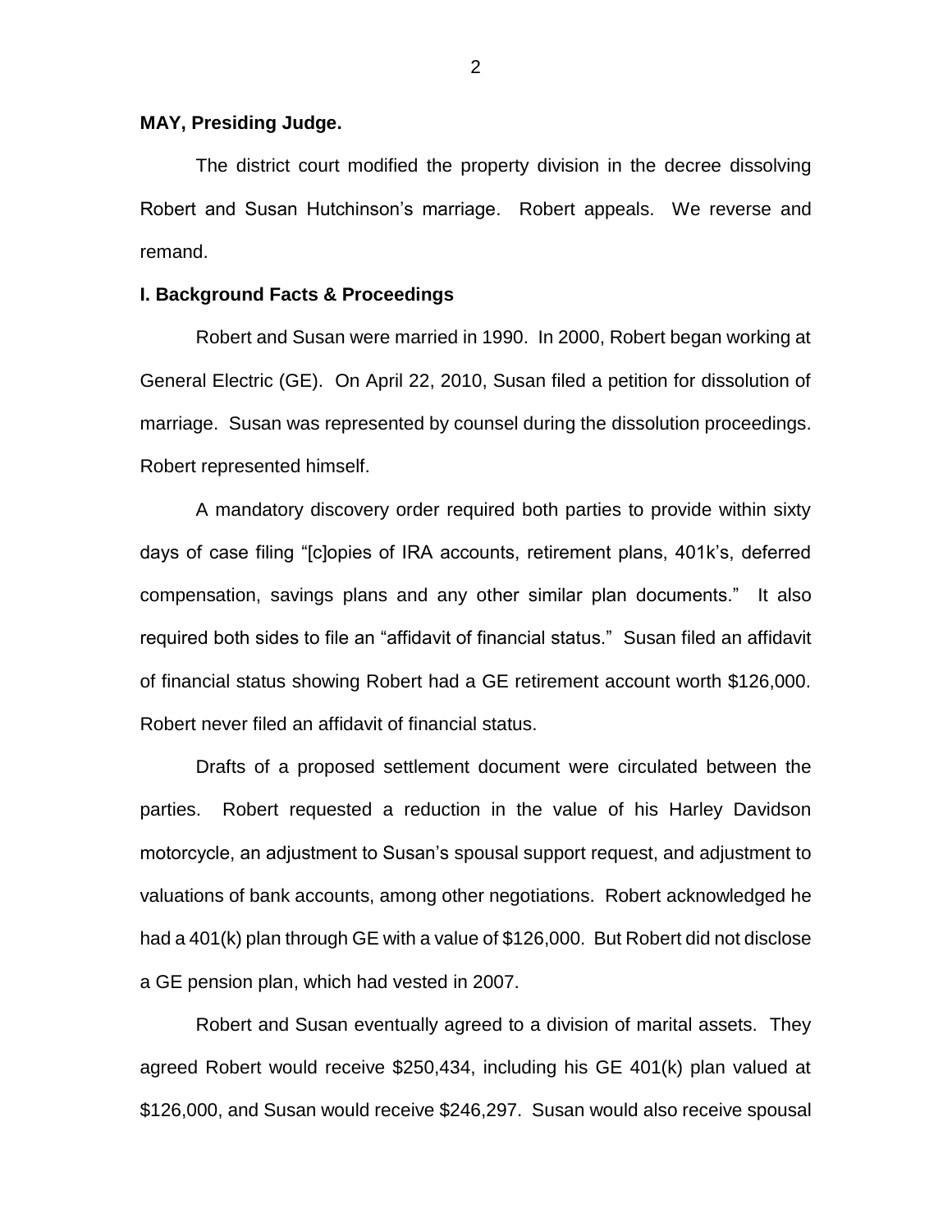**MAY, Presiding Judge.**

The district court modified the property division in the decree dissolving Robert and Susan Hutchinson's marriage. Robert appeals. We reverse and remand.

**I. Background Facts & Proceedings**

Robert and Susan were married in 1990. In 2000, Robert began working at General Electric (GE). On April 22, 2010, Susan filed a petition for dissolution of marriage. Susan was represented by counsel during the dissolution proceedings. Robert represented himself.

A mandatory discovery order required both parties to provide within sixty days of case filing "[c]opies of IRA accounts, retirement plans, 401k's, deferred compensation, savings plans and any other similar plan documents." It also required both sides to file an "affidavit of financial status." Susan filed an affidavit of financial status showing Robert had a GE retirement account worth $126,000. Robert never filed an affidavit of financial status.

Drafts of a proposed settlement document were circulated between the parties. Robert requested a reduction in the value of his Harley Davidson motorcycle, an adjustment to Susan's spousal support request, and adjustment to valuations of bank accounts, among other negotiations. Robert acknowledged he had a 401(k) plan through GE with a value of $126,000. But Robert did not disclose a GE pension plan, which had vested in 2007.

Robert and Susan eventually agreed to a division of marital assets. They agreed Robert would receive $250,434, including his GE 401(k) plan valued at $126,000, and Susan would receive $246,297. Susan would also receive spousal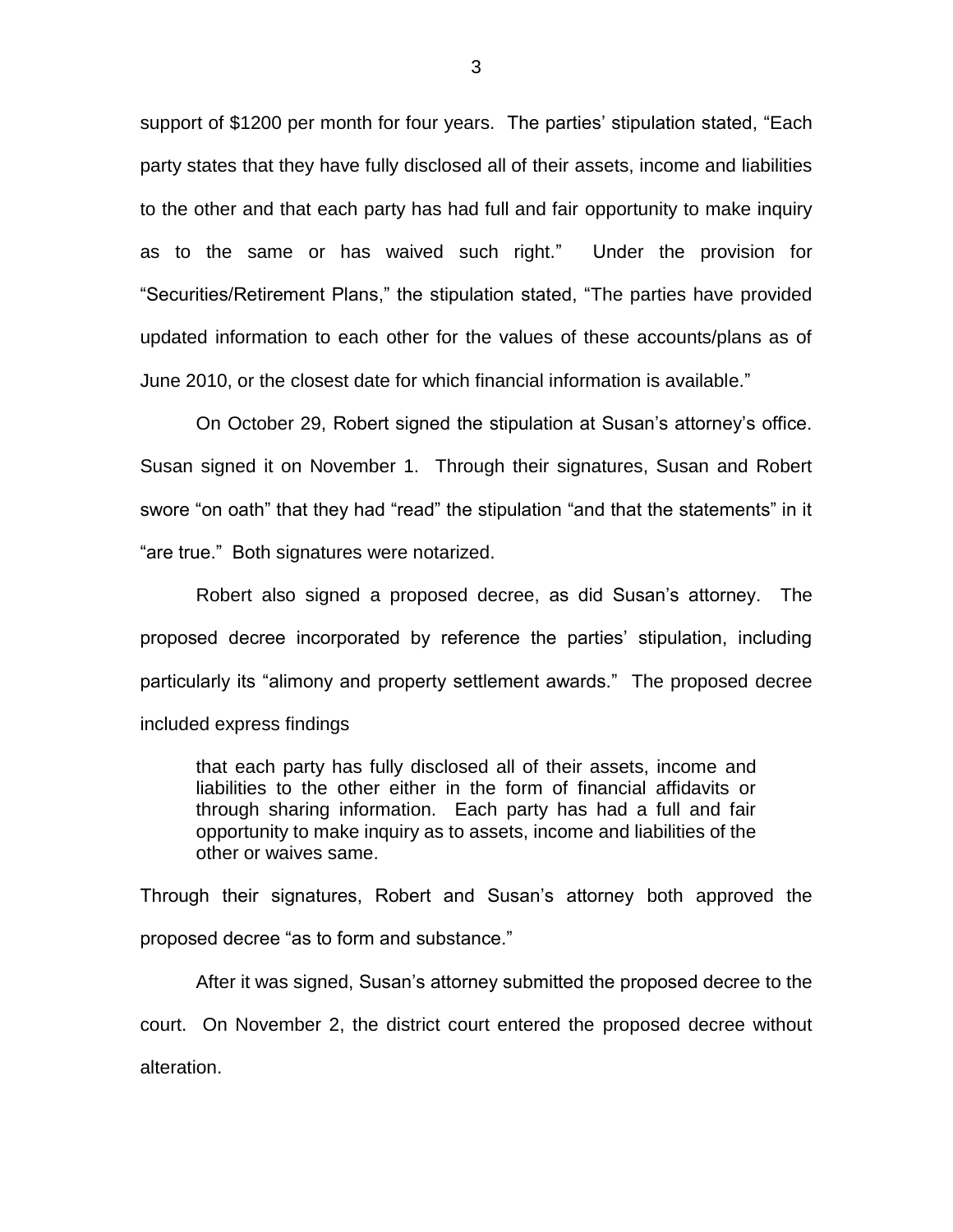support of $1200 per month for four years. The parties' stipulation stated, "Each party states that they have fully disclosed all of their assets, income and liabilities to the other and that each party has had full and fair opportunity to make inquiry as to the same or has waived such right." Under the provision for "Securities/Retirement Plans," the stipulation stated, "The parties have provided updated information to each other for the values of these accounts/plans as of June 2010, or the closest date for which financial information is available."

On October 29, Robert signed the stipulation at Susan's attorney's office. Susan signed it on November 1. Through their signatures, Susan and Robert swore "on oath" that they had "read" the stipulation "and that the statements" in it "are true." Both signatures were notarized.

Robert also signed a proposed decree, as did Susan's attorney. The proposed decree incorporated by reference the parties' stipulation, including particularly its "alimony and property settlement awards." The proposed decree included express findings

> that each party has fully disclosed all of their assets, income and liabilities to the other either in the form of financial affidavits or through sharing information. Each party has had a full and fair opportunity to make inquiry as to assets, income and liabilities of the other or waives same.

Through their signatures, Robert and Susan's attorney both approved the proposed decree "as to form and substance."

After it was signed, Susan's attorney submitted the proposed decree to the court. On November 2, the district court entered the proposed decree without alteration.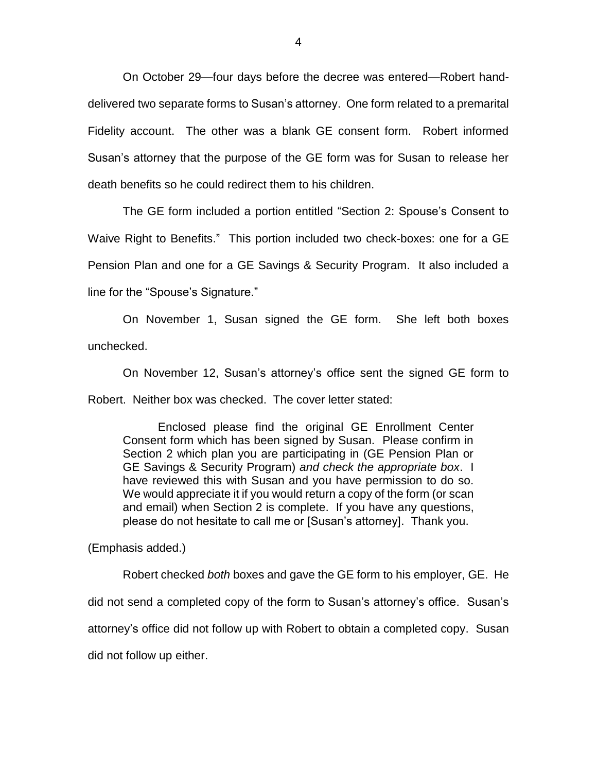On October 29—four days before the decree was entered—Robert hand-delivered two separate forms to Susan's attorney. One form related to a premarital Fidelity account. The other was a blank GE consent form. Robert informed Susan's attorney that the purpose of the GE form was for Susan to release her death benefits so he could redirect them to his children.

The GE form included a portion entitled "Section 2: Spouse's Consent to Waive Right to Benefits." This portion included two check-boxes: one for a GE Pension Plan and one for a GE Savings & Security Program. It also included a line for the "Spouse's Signature."

On November 1, Susan signed the GE form. She left both boxes unchecked.

On November 12, Susan's attorney's office sent the signed GE form to Robert. Neither box was checked. The cover letter stated:

> Enclosed please find the original GE Enrollment Center Consent form which has been signed by Susan. Please confirm in Section 2 which plan you are participating in (GE Pension Plan or GE Savings & Security Program) *and check the appropriate box*. I have reviewed this with Susan and you have permission to do so. We would appreciate it if you would return a copy of the form (or scan and email) when Section 2 is complete. If you have any questions, please do not hesitate to call me or [Susan's attorney]. Thank you.

(Emphasis added.)

Robert checked *both* boxes and gave the GE form to his employer, GE. He did not send a completed copy of the form to Susan's attorney's office. Susan's attorney's office did not follow up with Robert to obtain a completed copy. Susan did not follow up either.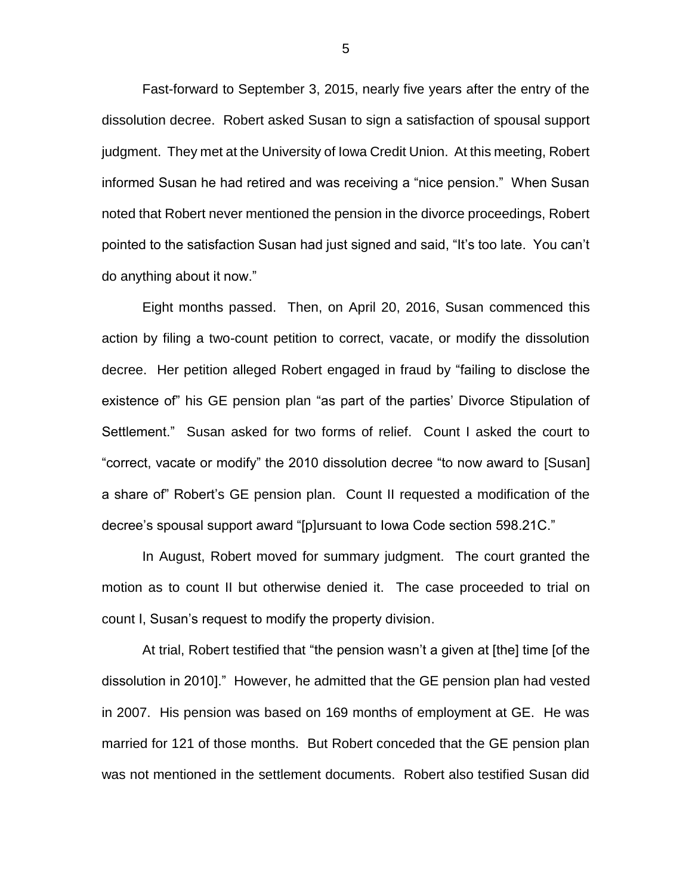Fast-forward to September 3, 2015, nearly five years after the entry of the dissolution decree. Robert asked Susan to sign a satisfaction of spousal support judgment. They met at the University of Iowa Credit Union. At this meeting, Robert informed Susan he had retired and was receiving a "nice pension." When Susan noted that Robert never mentioned the pension in the divorce proceedings, Robert pointed to the satisfaction Susan had just signed and said, "It's too late. You can't do anything about it now."

Eight months passed. Then, on April 20, 2016, Susan commenced this action by filing a two-count petition to correct, vacate, or modify the dissolution decree. Her petition alleged Robert engaged in fraud by "failing to disclose the existence of" his GE pension plan "as part of the parties' Divorce Stipulation of Settlement." Susan asked for two forms of relief. Count I asked the court to "correct, vacate or modify" the 2010 dissolution decree "to now award to [Susan] a share of" Robert's GE pension plan. Count II requested a modification of the decree's spousal support award "[p]ursuant to Iowa Code section 598.21C."

In August, Robert moved for summary judgment. The court granted the motion as to count II but otherwise denied it. The case proceeded to trial on count I, Susan's request to modify the property division.

At trial, Robert testified that "the pension wasn't a given at [the] time [of the dissolution in 2010]." However, he admitted that the GE pension plan had vested in 2007. His pension was based on 169 months of employment at GE. He was married for 121 of those months. But Robert conceded that the GE pension plan was not mentioned in the settlement documents. Robert also testified Susan did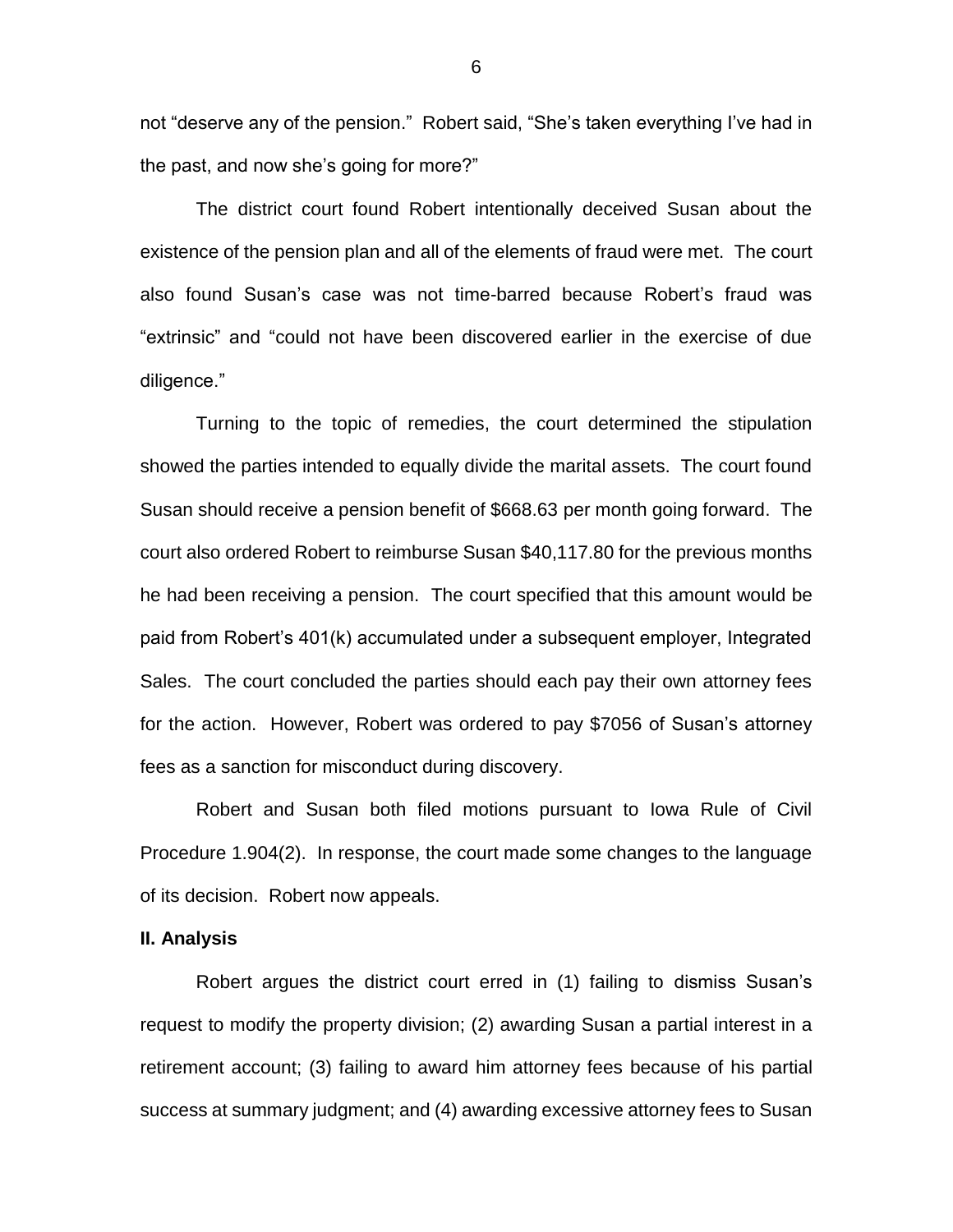not "deserve any of the pension." Robert said, "She's taken everything I've had in the past, and now she's going for more?"

The district court found Robert intentionally deceived Susan about the existence of the pension plan and all of the elements of fraud were met. The court also found Susan's case was not time-barred because Robert's fraud was "extrinsic" and "could not have been discovered earlier in the exercise of due diligence."

Turning to the topic of remedies, the court determined the stipulation showed the parties intended to equally divide the marital assets. The court found Susan should receive a pension benefit of $668.63 per month going forward. The court also ordered Robert to reimburse Susan $40,117.80 for the previous months he had been receiving a pension. The court specified that this amount would be paid from Robert's 401(k) accumulated under a subsequent employer, Integrated Sales. The court concluded the parties should each pay their own attorney fees for the action. However, Robert was ordered to pay $7056 of Susan's attorney fees as a sanction for misconduct during discovery.

Robert and Susan both filed motions pursuant to Iowa Rule of Civil Procedure 1.904(2). In response, the court made some changes to the language of its decision. Robert now appeals.

**II. Analysis**

Robert argues the district court erred in (1) failing to dismiss Susan's request to modify the property division; (2) awarding Susan a partial interest in a retirement account; (3) failing to award him attorney fees because of his partial success at summary judgment; and (4) awarding excessive attorney fees to Susan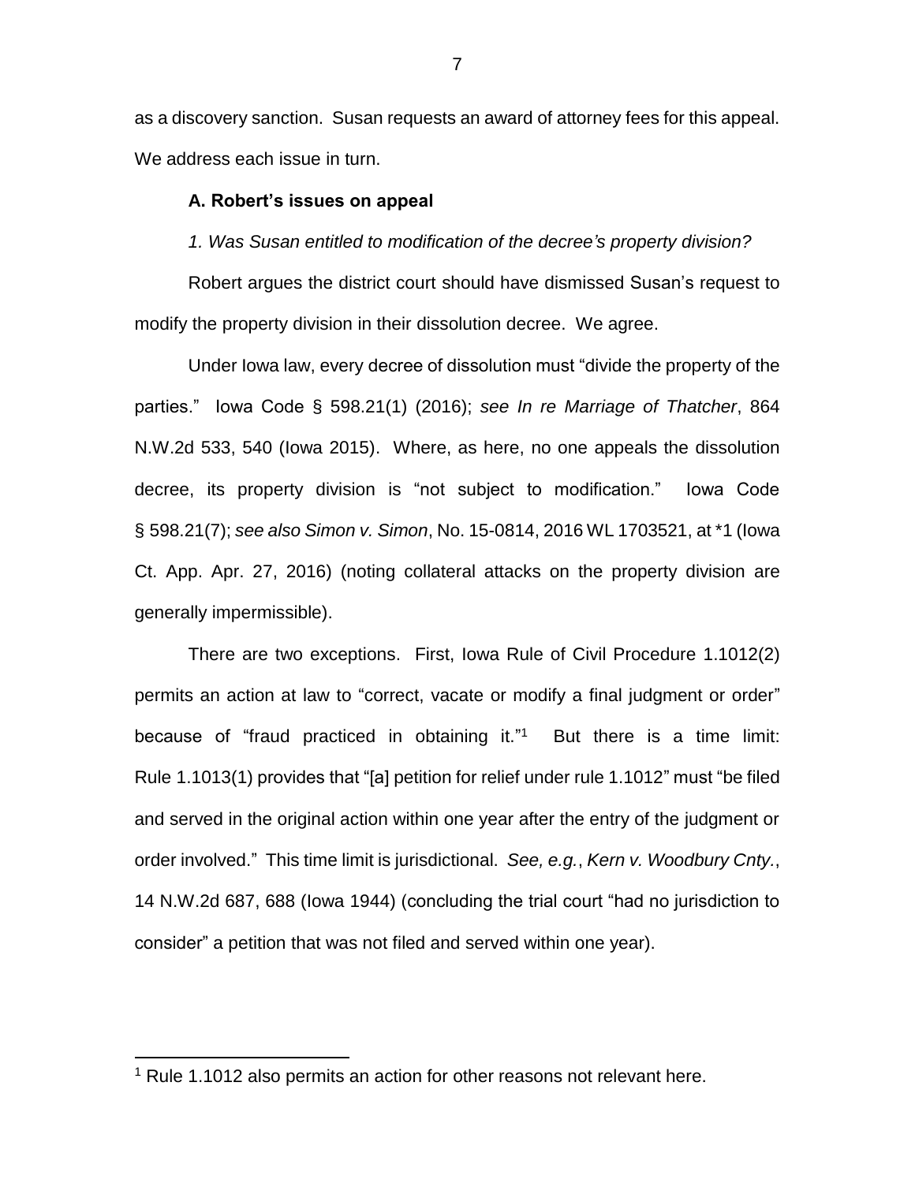as a discovery sanction. Susan requests an award of attorney fees for this appeal. We address each issue in turn.

**A. Robert's issues on appeal**

*1. Was Susan entitled to modification of the decree's property division?*

Robert argues the district court should have dismissed Susan's request to modify the property division in their dissolution decree. We agree.

Under Iowa law, every decree of dissolution must "divide the property of the parties." Iowa Code § 598.21(1) (2016); *see In re Marriage of Thatcher*, 864 N.W.2d 533, 540 (Iowa 2015). Where, as here, no one appeals the dissolution decree, its property division is "not subject to modification." Iowa Code § 598.21(7); *see also Simon v. Simon*, No. 15-0814, 2016 WL 1703521, at *1 (Iowa Ct. App. Apr. 27, 2016) (noting collateral attacks on the property division are generally impermissible).

There are two exceptions. First, Iowa Rule of Civil Procedure 1.1012(2) permits an action at law to "correct, vacate or modify a final judgment or order" because of "fraud practiced in obtaining it."[1] But there is a time limit: Rule 1.1013(1) provides that "[a] petition for relief under rule 1.1012" must "be filed and served in the original action within one year after the entry of the judgment or order involved." This time limit is jurisdictional. *See, e.g.*, *Kern v. Woodbury Cnty.*, 14 N.W.2d 687, 688 (Iowa 1944) (concluding the trial court "had no jurisdiction to consider" a petition that was not filed and served within one year).

[1] Rule 1.1012 also permits an action for other reasons not relevant here.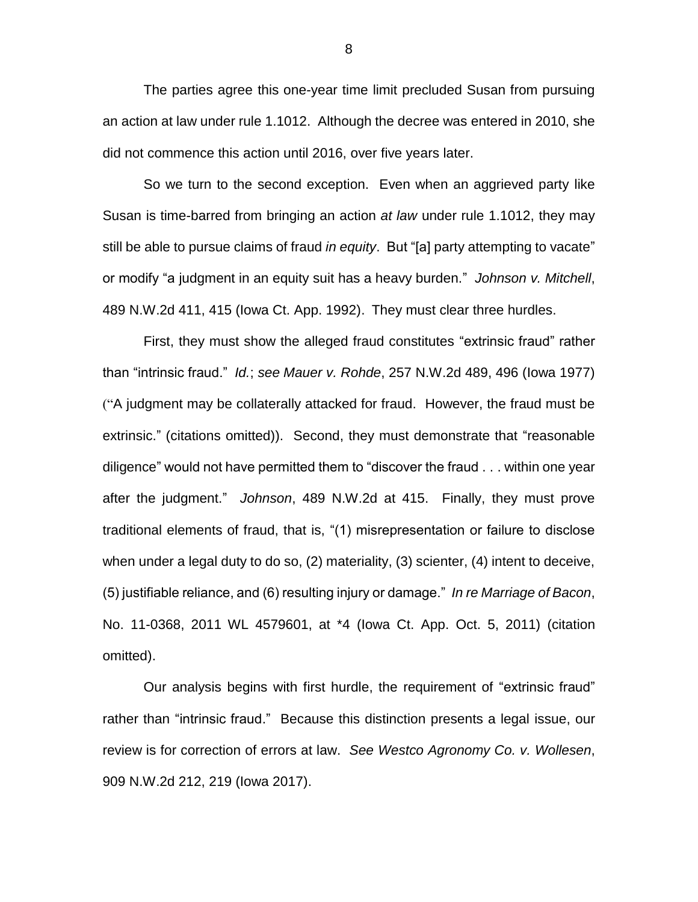The parties agree this one-year time limit precluded Susan from pursuing an action at law under rule 1.1012. Although the decree was entered in 2010, she did not commence this action until 2016, over five years later.

So we turn to the second exception. Even when an aggrieved party like Susan is time-barred from bringing an action *at law* under rule 1.1012, they may still be able to pursue claims of fraud *in equity*. But "[a] party attempting to vacate" or modify "a judgment in an equity suit has a heavy burden." *Johnson v. Mitchell*, 489 N.W.2d 411, 415 (Iowa Ct. App. 1992). They must clear three hurdles.

First, they must show the alleged fraud constitutes "extrinsic fraud" rather than "intrinsic fraud." *Id.*; *see Mauer v. Rohde*, 257 N.W.2d 489, 496 (Iowa 1977) ("A judgment may be collaterally attacked for fraud. However, the fraud must be extrinsic." (citations omitted)). Second, they must demonstrate that "reasonable diligence" would not have permitted them to "discover the fraud . . . within one year after the judgment." *Johnson*, 489 N.W.2d at 415. Finally, they must prove traditional elements of fraud, that is, "(1) misrepresentation or failure to disclose when under a legal duty to do so, (2) materiality, (3) scienter, (4) intent to deceive, (5) justifiable reliance, and (6) resulting injury or damage." *In re Marriage of Bacon*, No. 11-0368, 2011 WL 4579601, at *4 (Iowa Ct. App. Oct. 5, 2011) (citation omitted).

Our analysis begins with first hurdle, the requirement of "extrinsic fraud" rather than "intrinsic fraud." Because this distinction presents a legal issue, our review is for correction of errors at law. *See Westco Agronomy Co. v. Wollesen*, 909 N.W.2d 212, 219 (Iowa 2017).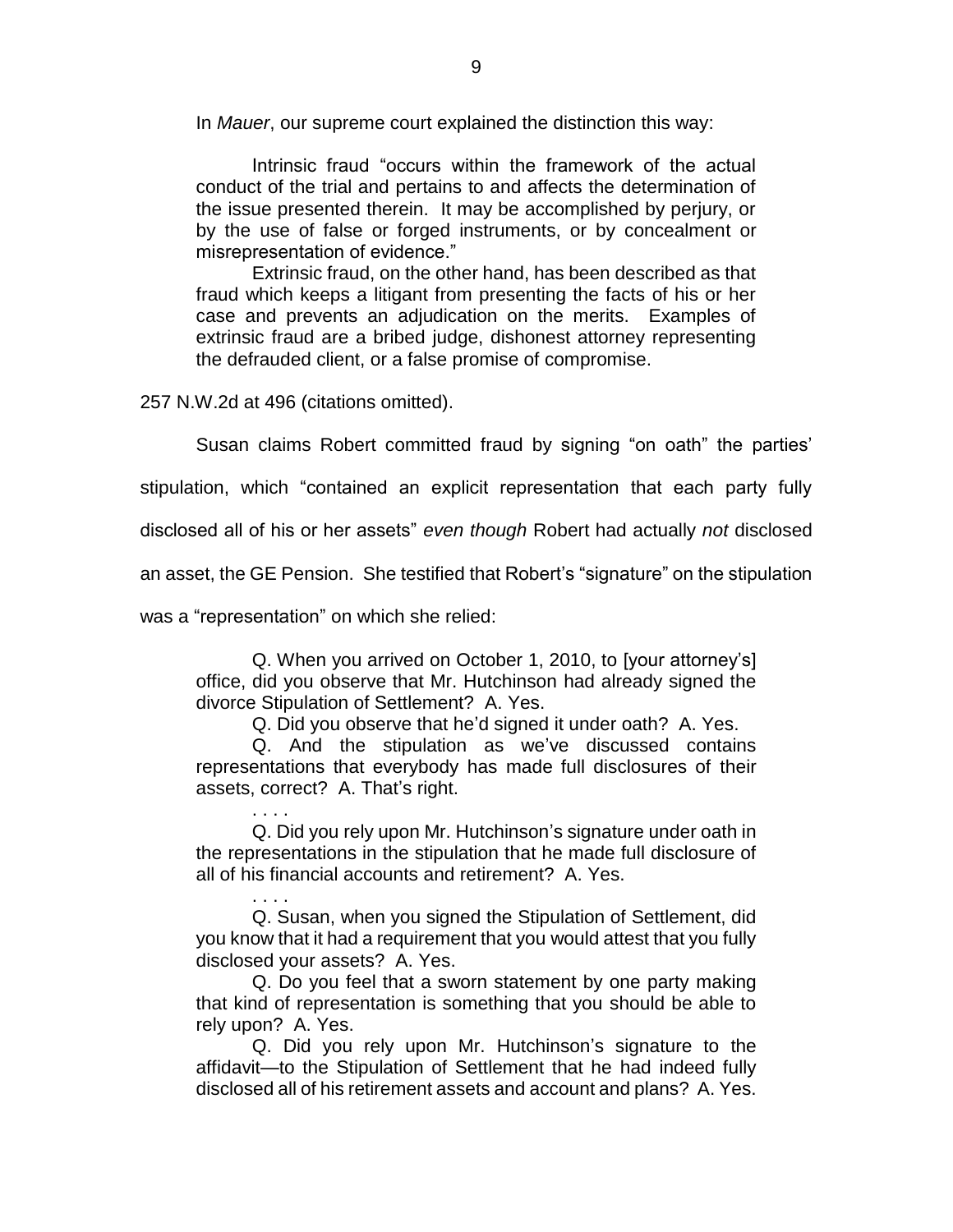In *Mauer*, our supreme court explained the distinction this way:

> Intrinsic fraud "occurs within the framework of the actual conduct of the trial and pertains to and affects the determination of the issue presented therein. It may be accomplished by perjury, or by the use of false or forged instruments, or by concealment or misrepresentation of evidence."
>
> Extrinsic fraud, on the other hand, has been described as that fraud which keeps a litigant from presenting the facts of his or her case and prevents an adjudication on the merits. Examples of extrinsic fraud are a bribed judge, dishonest attorney representing the defrauded client, or a false promise of compromise.

257 N.W.2d at 496 (citations omitted).

Susan claims Robert committed fraud by signing "on oath" the parties' stipulation, which "contained an explicit representation that each party fully disclosed all of his or her assets" *even though* Robert had actually *not* disclosed an asset, the GE Pension. She testified that Robert's "signature" on the stipulation was a "representation" on which she relied:

> Q. When you arrived on October 1, 2010, to [your attorney's] office, did you observe that Mr. Hutchinson had already signed the divorce Stipulation of Settlement? A. Yes.
>
> Q. Did you observe that he'd signed it under oath? A. Yes.
>
> Q. And the stipulation as we've discussed contains representations that everybody has made full disclosures of their assets, correct? A. That's right.
>
> . . . .
>
> Q. Did you rely upon Mr. Hutchinson's signature under oath in the representations in the stipulation that he made full disclosure of all of his financial accounts and retirement? A. Yes.
>
> . . . .
>
> Q. Susan, when you signed the Stipulation of Settlement, did you know that it had a requirement that you would attest that you fully disclosed your assets? A. Yes.
>
> Q. Do you feel that a sworn statement by one party making that kind of representation is something that you should be able to rely upon? A. Yes.
>
> Q. Did you rely upon Mr. Hutchinson's signature to the affidavit—to the Stipulation of Settlement that he had indeed fully disclosed all of his retirement assets and account and plans? A. Yes.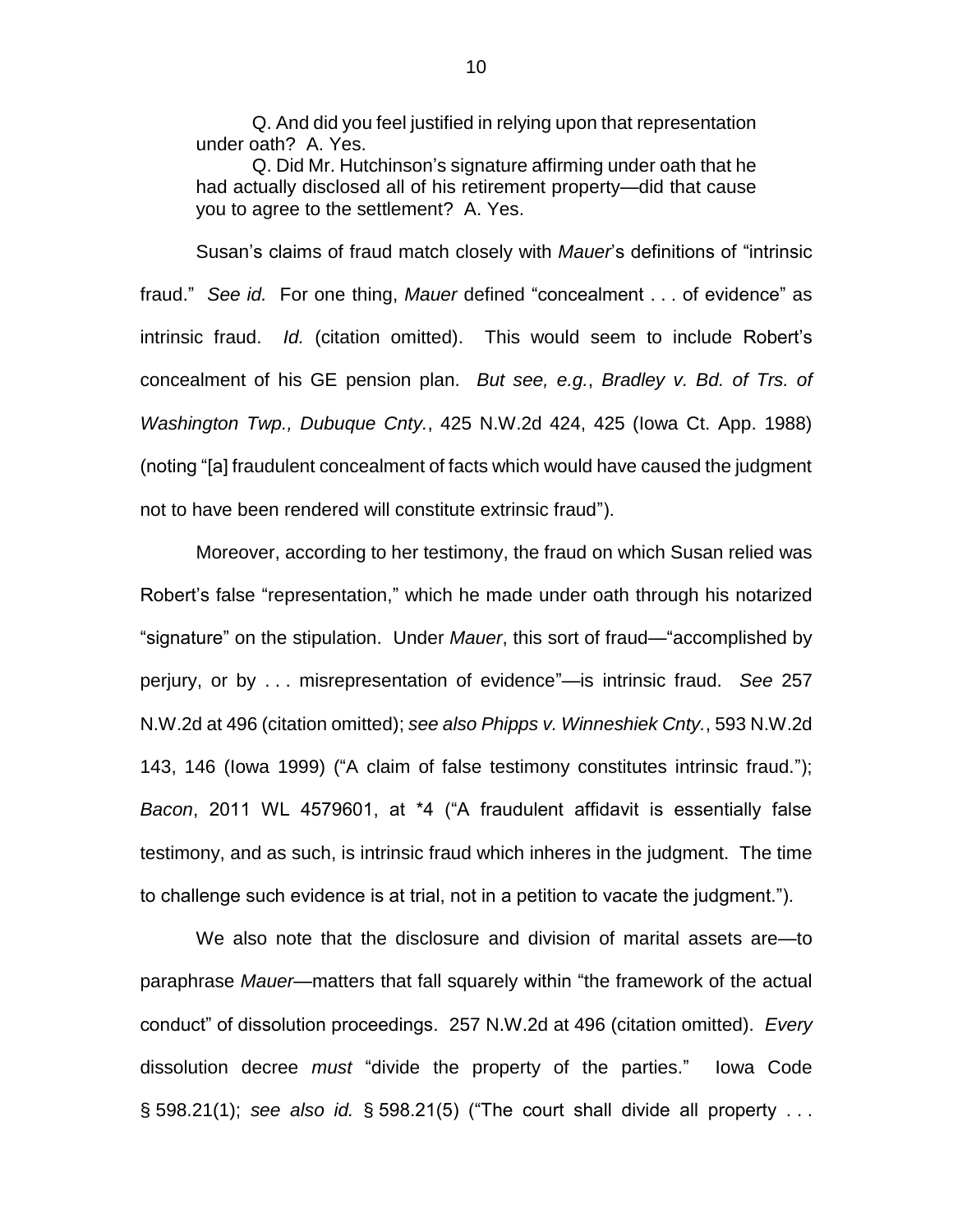> Q. And did you feel justified in relying upon that representation under oath? A. Yes.
>
> Q. Did Mr. Hutchinson's signature affirming under oath that he had actually disclosed all of his retirement property—did that cause you to agree to the settlement? A. Yes.

Susan's claims of fraud match closely with *Mauer*'s definitions of "intrinsic fraud." *See id.* For one thing, *Mauer* defined "concealment . . . of evidence" as intrinsic fraud. *Id.* (citation omitted). This would seem to include Robert's concealment of his GE pension plan. *But see, e.g.*, *Bradley v. Bd. of Trs. of Washington Twp., Dubuque Cnty.*, 425 N.W.2d 424, 425 (Iowa Ct. App. 1988) (noting "[a] fraudulent concealment of facts which would have caused the judgment not to have been rendered will constitute extrinsic fraud").

Moreover, according to her testimony, the fraud on which Susan relied was Robert's false "representation," which he made under oath through his notarized "signature" on the stipulation. Under *Mauer*, this sort of fraud—"accomplished by perjury, or by . . . misrepresentation of evidence"—is intrinsic fraud. *See* 257 N.W.2d at 496 (citation omitted); *see also Phipps v. Winneshiek Cnty.*, 593 N.W.2d 143, 146 (Iowa 1999) ("A claim of false testimony constitutes intrinsic fraud."); *Bacon*, 2011 WL 4579601, at *4 ("A fraudulent affidavit is essentially false testimony, and as such, is intrinsic fraud which inheres in the judgment. The time to challenge such evidence is at trial, not in a petition to vacate the judgment.").

We also note that the disclosure and division of marital assets are—to paraphrase *Mauer*—matters that fall squarely within "the framework of the actual conduct" of dissolution proceedings. 257 N.W.2d at 496 (citation omitted). *Every* dissolution decree *must* "divide the property of the parties." Iowa Code § 598.21(1); *see also id.* § 598.21(5) ("The court shall divide all property . . .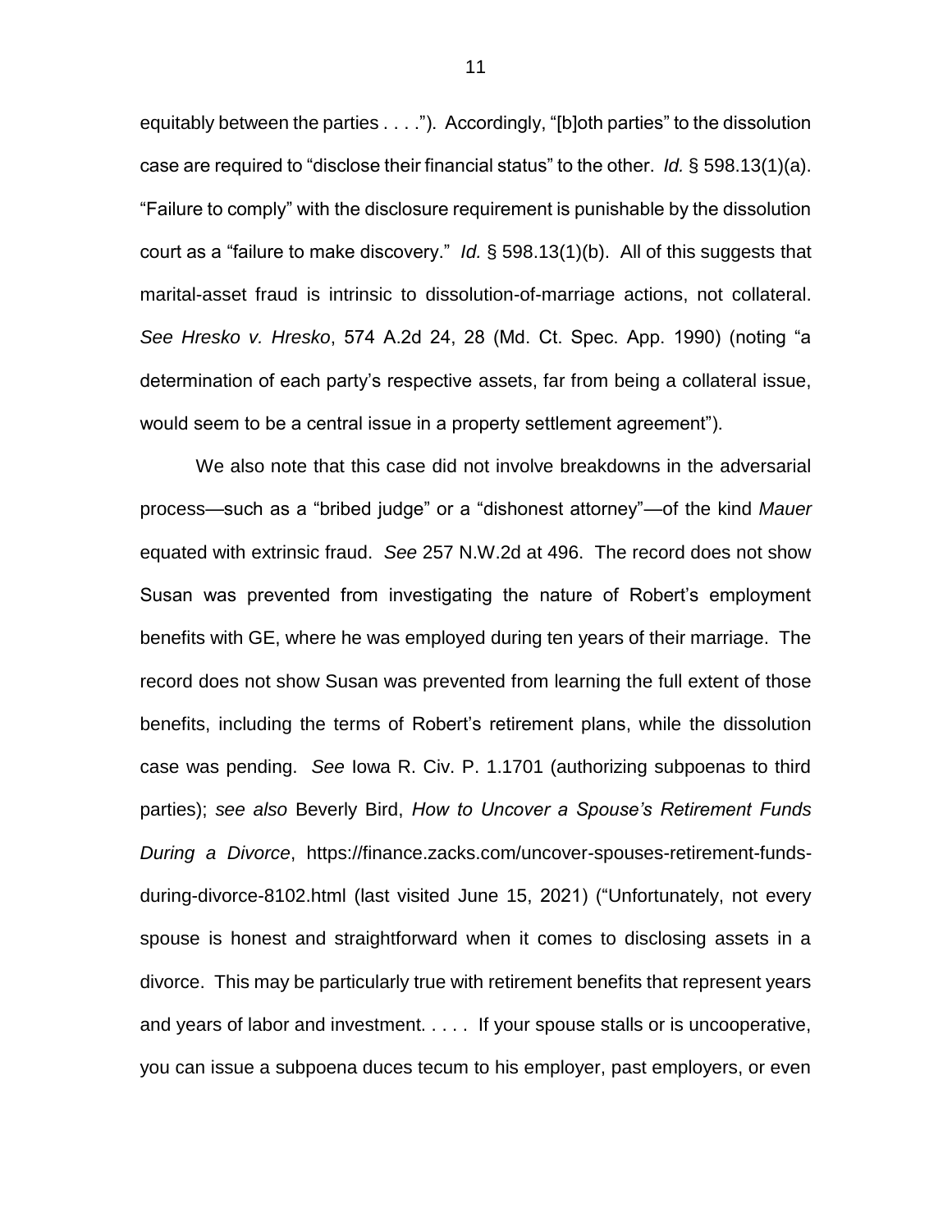equitably between the parties . . . ."). Accordingly, "[b]oth parties" to the dissolution case are required to "disclose their financial status" to the other. *Id.* § 598.13(1)(a). "Failure to comply" with the disclosure requirement is punishable by the dissolution court as a "failure to make discovery." *Id.* § 598.13(1)(b). All of this suggests that marital-asset fraud is intrinsic to dissolution-of-marriage actions, not collateral. *See Hresko v. Hresko*, 574 A.2d 24, 28 (Md. Ct. Spec. App. 1990) (noting "a determination of each party's respective assets, far from being a collateral issue, would seem to be a central issue in a property settlement agreement").

We also note that this case did not involve breakdowns in the adversarial process—such as a "bribed judge" or a "dishonest attorney"—of the kind *Mauer* equated with extrinsic fraud. *See* 257 N.W.2d at 496. The record does not show Susan was prevented from investigating the nature of Robert's employment benefits with GE, where he was employed during ten years of their marriage. The record does not show Susan was prevented from learning the full extent of those benefits, including the terms of Robert's retirement plans, while the dissolution case was pending. *See* Iowa R. Civ. P. 1.1701 (authorizing subpoenas to third parties); *see also* Beverly Bird, *How to Uncover a Spouse's Retirement Funds During a Divorce*, https://finance.zacks.com/uncover-spouses-retirement-funds-during-divorce-8102.html (last visited June 15, 2021) ("Unfortunately, not every spouse is honest and straightforward when it comes to disclosing assets in a divorce. This may be particularly true with retirement benefits that represent years and years of labor and investment. . . . . If your spouse stalls or is uncooperative, you can issue a subpoena duces tecum to his employer, past employers, or even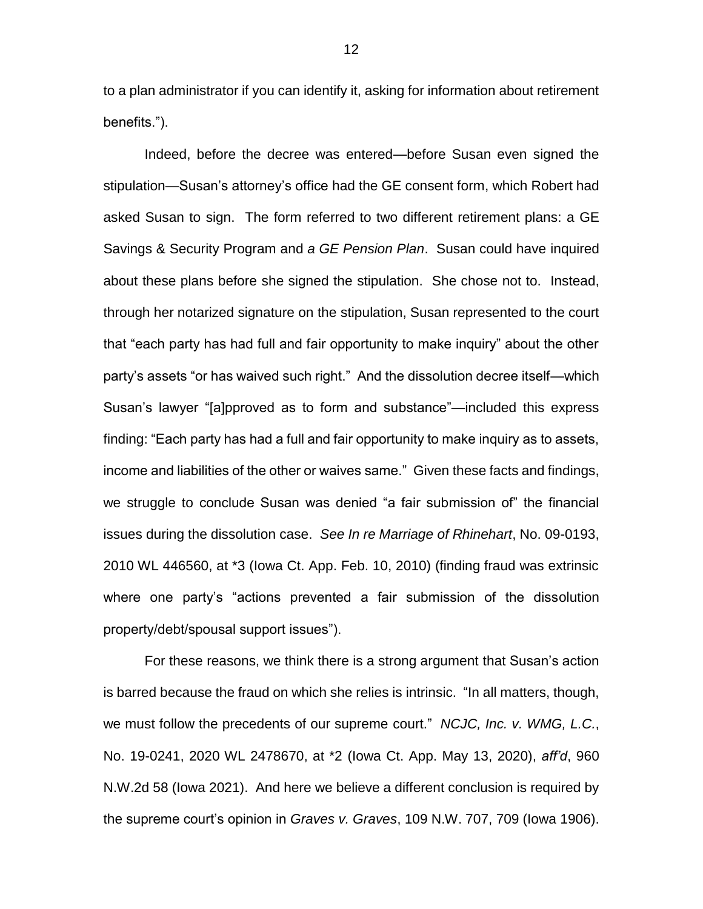to a plan administrator if you can identify it, asking for information about retirement benefits.").

Indeed, before the decree was entered—before Susan even signed the stipulation—Susan's attorney's office had the GE consent form, which Robert had asked Susan to sign. The form referred to two different retirement plans: a GE Savings & Security Program and *a GE Pension Plan*. Susan could have inquired about these plans before she signed the stipulation. She chose not to. Instead, through her notarized signature on the stipulation, Susan represented to the court that "each party has had full and fair opportunity to make inquiry" about the other party's assets "or has waived such right." And the dissolution decree itself—which Susan's lawyer "[a]pproved as to form and substance"—included this express finding: "Each party has had a full and fair opportunity to make inquiry as to assets, income and liabilities of the other or waives same." Given these facts and findings, we struggle to conclude Susan was denied "a fair submission of" the financial issues during the dissolution case. *See In re Marriage of Rhinehart*, No. 09-0193, 2010 WL 446560, at *3 (Iowa Ct. App. Feb. 10, 2010) (finding fraud was extrinsic where one party's "actions prevented a fair submission of the dissolution property/debt/spousal support issues").

For these reasons, we think there is a strong argument that Susan's action is barred because the fraud on which she relies is intrinsic. "In all matters, though, we must follow the precedents of our supreme court." *NCJC, Inc. v. WMG, L.C.*, No. 19-0241, 2020 WL 2478670, at *2 (Iowa Ct. App. May 13, 2020), *aff'd*, 960 N.W.2d 58 (Iowa 2021). And here we believe a different conclusion is required by the supreme court's opinion in *Graves v. Graves*, 109 N.W. 707, 709 (Iowa 1906).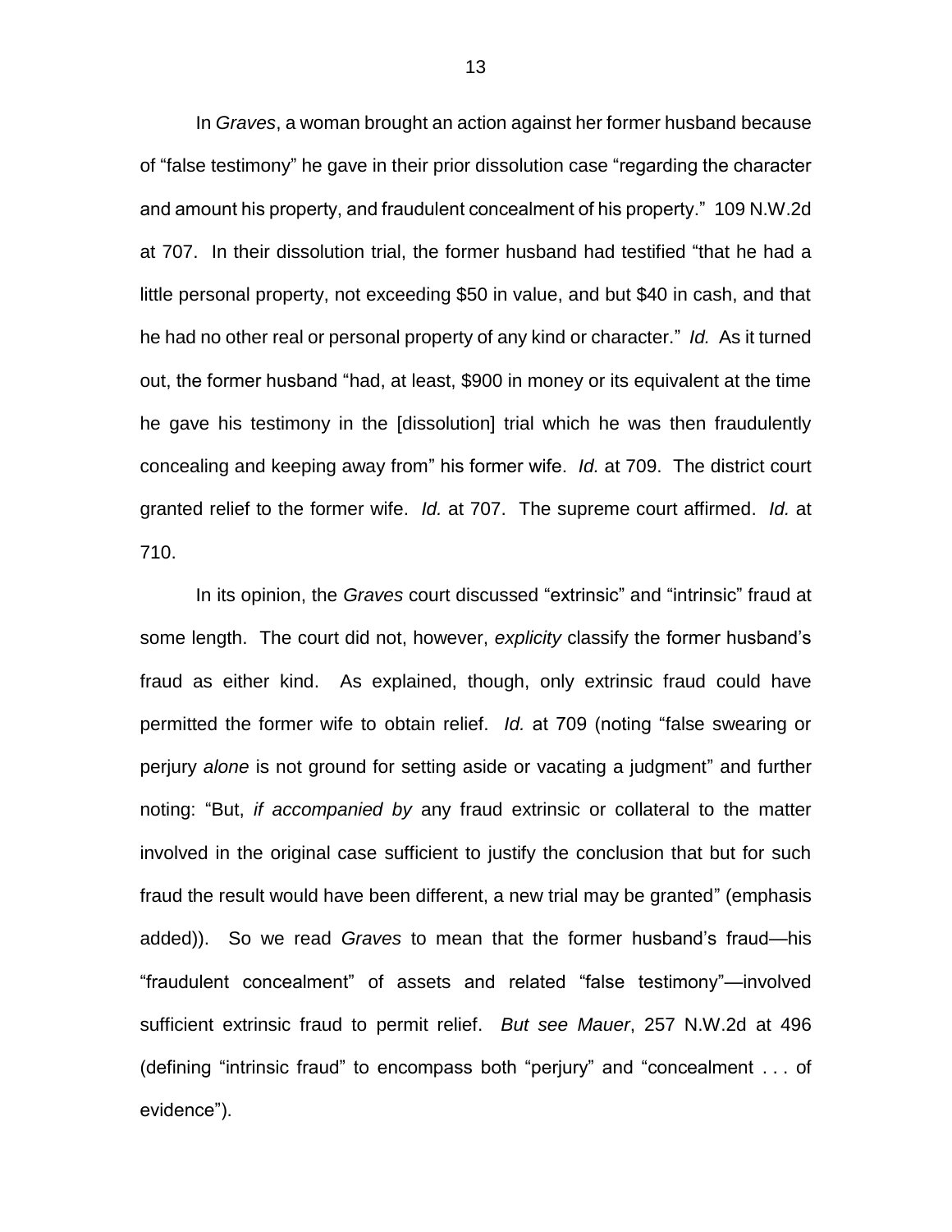In *Graves*, a woman brought an action against her former husband because of "false testimony" he gave in their prior dissolution case "regarding the character and amount his property, and fraudulent concealment of his property." 109 N.W.2d at 707. In their dissolution trial, the former husband had testified "that he had a little personal property, not exceeding $50 in value, and but $40 in cash, and that he had no other real or personal property of any kind or character." *Id.* As it turned out, the former husband "had, at least, $900 in money or its equivalent at the time he gave his testimony in the [dissolution] trial which he was then fraudulently concealing and keeping away from" his former wife. *Id.* at 709. The district court granted relief to the former wife. *Id.* at 707. The supreme court affirmed. *Id.* at 710.

In its opinion, the *Graves* court discussed "extrinsic" and "intrinsic" fraud at some length. The court did not, however, *explicity* classify the former husband's fraud as either kind. As explained, though, only extrinsic fraud could have permitted the former wife to obtain relief. *Id.* at 709 (noting "false swearing or perjury *alone* is not ground for setting aside or vacating a judgment" and further noting: "But, *if accompanied by* any fraud extrinsic or collateral to the matter involved in the original case sufficient to justify the conclusion that but for such fraud the result would have been different, a new trial may be granted" (emphasis added)). So we read *Graves* to mean that the former husband's fraud—his "fraudulent concealment" of assets and related "false testimony"—involved sufficient extrinsic fraud to permit relief. *But see Mauer*, 257 N.W.2d at 496 (defining "intrinsic fraud" to encompass both "perjury" and "concealment . . . of evidence").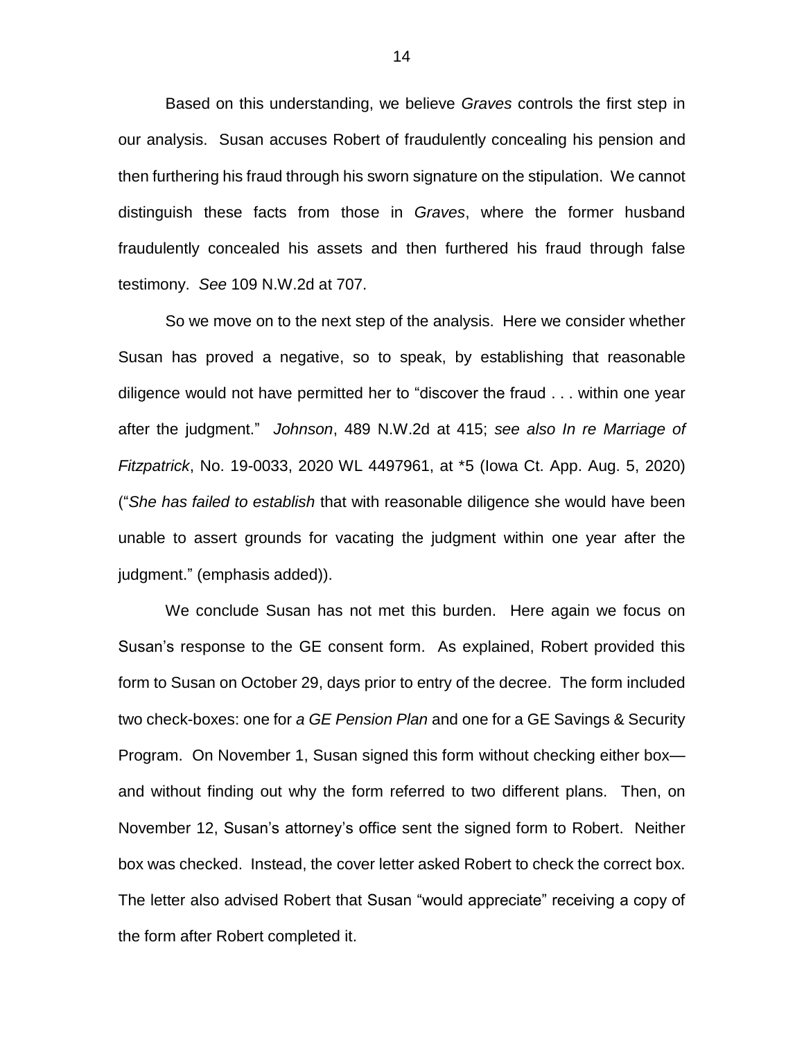Based on this understanding, we believe *Graves* controls the first step in our analysis. Susan accuses Robert of fraudulently concealing his pension and then furthering his fraud through his sworn signature on the stipulation. We cannot distinguish these facts from those in *Graves*, where the former husband fraudulently concealed his assets and then furthered his fraud through false testimony. *See* 109 N.W.2d at 707.

So we move on to the next step of the analysis. Here we consider whether Susan has proved a negative, so to speak, by establishing that reasonable diligence would not have permitted her to "discover the fraud . . . within one year after the judgment." *Johnson*, 489 N.W.2d at 415; *see also In re Marriage of Fitzpatrick*, No. 19-0033, 2020 WL 4497961, at *5 (Iowa Ct. App. Aug. 5, 2020) ("*She has failed to establish* that with reasonable diligence she would have been unable to assert grounds for vacating the judgment within one year after the judgment." (emphasis added)).

We conclude Susan has not met this burden. Here again we focus on Susan's response to the GE consent form. As explained, Robert provided this form to Susan on October 29, days prior to entry of the decree. The form included two check-boxes: one for *a GE Pension Plan* and one for a GE Savings & Security Program. On November 1, Susan signed this form without checking either box—and without finding out why the form referred to two different plans. Then, on November 12, Susan's attorney's office sent the signed form to Robert. Neither box was checked. Instead, the cover letter asked Robert to check the correct box. The letter also advised Robert that Susan "would appreciate" receiving a copy of the form after Robert completed it.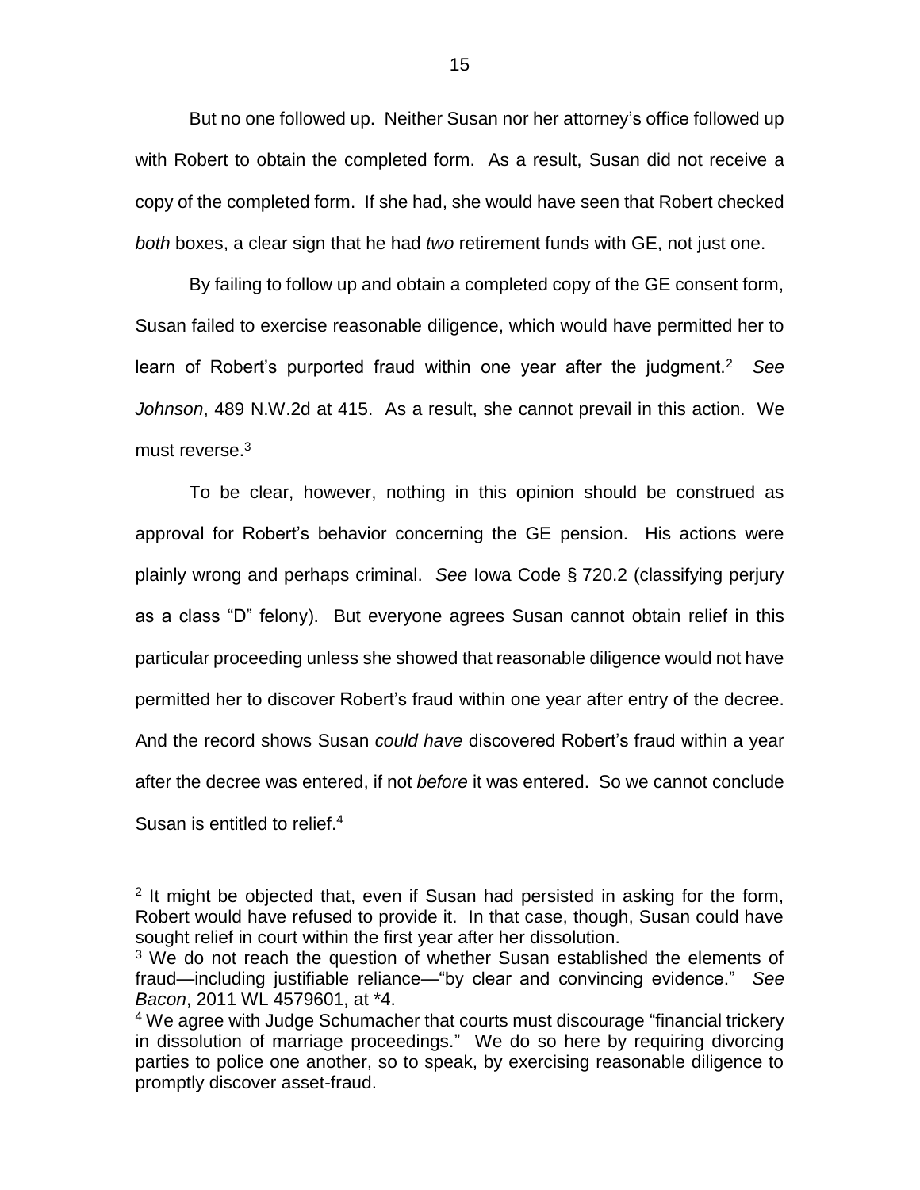But no one followed up. Neither Susan nor her attorney's office followed up with Robert to obtain the completed form. As a result, Susan did not receive a copy of the completed form. If she had, she would have seen that Robert checked *both* boxes, a clear sign that he had *two* retirement funds with GE, not just one.

By failing to follow up and obtain a completed copy of the GE consent form, Susan failed to exercise reasonable diligence, which would have permitted her to learn of Robert's purported fraud within one year after the judgment.[2] *See Johnson*, 489 N.W.2d at 415. As a result, she cannot prevail in this action. We must reverse.[3]

To be clear, however, nothing in this opinion should be construed as approval for Robert's behavior concerning the GE pension. His actions were plainly wrong and perhaps criminal. *See* Iowa Code § 720.2 (classifying perjury as a class "D" felony). But everyone agrees Susan cannot obtain relief in this particular proceeding unless she showed that reasonable diligence would not have permitted her to discover Robert's fraud within one year after entry of the decree. And the record shows Susan *could have* discovered Robert's fraud within a year after the decree was entered, if not *before* it was entered. So we cannot conclude Susan is entitled to relief.[4]

---

[2] It might be objected that, even if Susan had persisted in asking for the form, Robert would have refused to provide it. In that case, though, Susan could have sought relief in court within the first year after her dissolution.

[3] We do not reach the question of whether Susan established the elements of fraud—including justifiable reliance—"by clear and convincing evidence." *See Bacon*, 2011 WL 4579601, at *4.

[4] We agree with Judge Schumacher that courts must discourage "financial trickery in dissolution of marriage proceedings." We do so here by requiring divorcing parties to police one another, so to speak, by exercising reasonable diligence to promptly discover asset-fraud.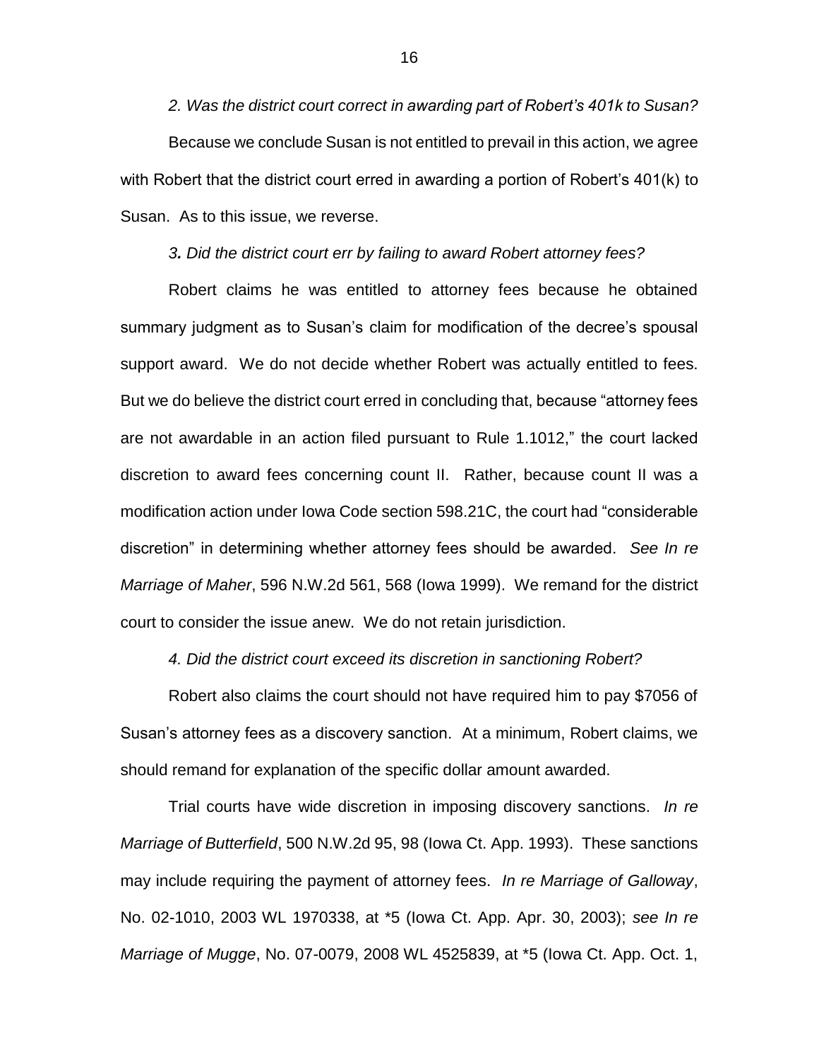*2. Was the district court correct in awarding part of Robert's 401k to Susan?*

Because we conclude Susan is not entitled to prevail in this action, we agree with Robert that the district court erred in awarding a portion of Robert's 401(k) to Susan. As to this issue, we reverse.

*3. Did the district court err by failing to award Robert attorney fees?*

Robert claims he was entitled to attorney fees because he obtained summary judgment as to Susan's claim for modification of the decree's spousal support award. We do not decide whether Robert was actually entitled to fees. But we do believe the district court erred in concluding that, because "attorney fees are not awardable in an action filed pursuant to Rule 1.1012," the court lacked discretion to award fees concerning count II. Rather, because count II was a modification action under Iowa Code section 598.21C, the court had "considerable discretion" in determining whether attorney fees should be awarded. *See In re Marriage of Maher*, 596 N.W.2d 561, 568 (Iowa 1999). We remand for the district court to consider the issue anew. We do not retain jurisdiction.

*4. Did the district court exceed its discretion in sanctioning Robert?*

Robert also claims the court should not have required him to pay $7056 of Susan's attorney fees as a discovery sanction. At a minimum, Robert claims, we should remand for explanation of the specific dollar amount awarded.

Trial courts have wide discretion in imposing discovery sanctions. *In re Marriage of Butterfield*, 500 N.W.2d 95, 98 (Iowa Ct. App. 1993). These sanctions may include requiring the payment of attorney fees. *In re Marriage of Galloway*, No. 02-1010, 2003 WL 1970338, at *5 (Iowa Ct. App. Apr. 30, 2003); *see In re Marriage of Mugge*, No. 07-0079, 2008 WL 4525839, at *5 (Iowa Ct. App. Oct. 1,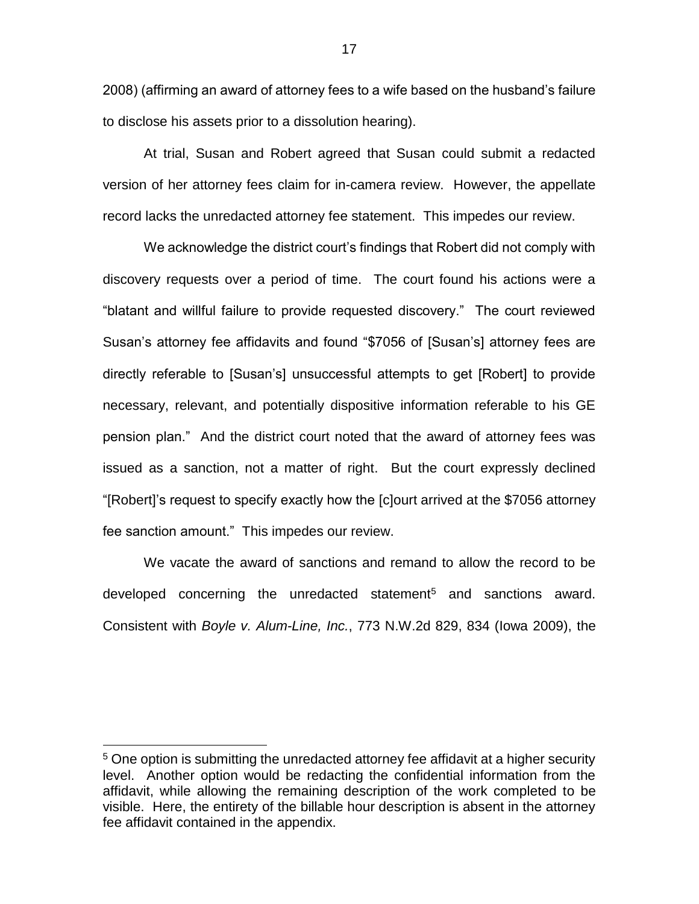2008) (affirming an award of attorney fees to a wife based on the husband's failure to disclose his assets prior to a dissolution hearing).

At trial, Susan and Robert agreed that Susan could submit a redacted version of her attorney fees claim for in-camera review. However, the appellate record lacks the unredacted attorney fee statement. This impedes our review.

We acknowledge the district court's findings that Robert did not comply with discovery requests over a period of time. The court found his actions were a "blatant and willful failure to provide requested discovery." The court reviewed Susan's attorney fee affidavits and found "$7056 of [Susan's] attorney fees are directly referable to [Susan's] unsuccessful attempts to get [Robert] to provide necessary, relevant, and potentially dispositive information referable to his GE pension plan." And the district court noted that the award of attorney fees was issued as a sanction, not a matter of right. But the court expressly declined "[Robert]'s request to specify exactly how the [c]ourt arrived at the $7056 attorney fee sanction amount." This impedes our review.

We vacate the award of sanctions and remand to allow the record to be developed concerning the unredacted statement[5] and sanctions award. Consistent with *Boyle v. Alum-Line, Inc.*, 773 N.W.2d 829, 834 (Iowa 2009), the

---

[5] One option is submitting the unredacted attorney fee affidavit at a higher security level. Another option would be redacting the confidential information from the affidavit, while allowing the remaining description of the work completed to be visible. Here, the entirety of the billable hour description is absent in the attorney fee affidavit contained in the appendix.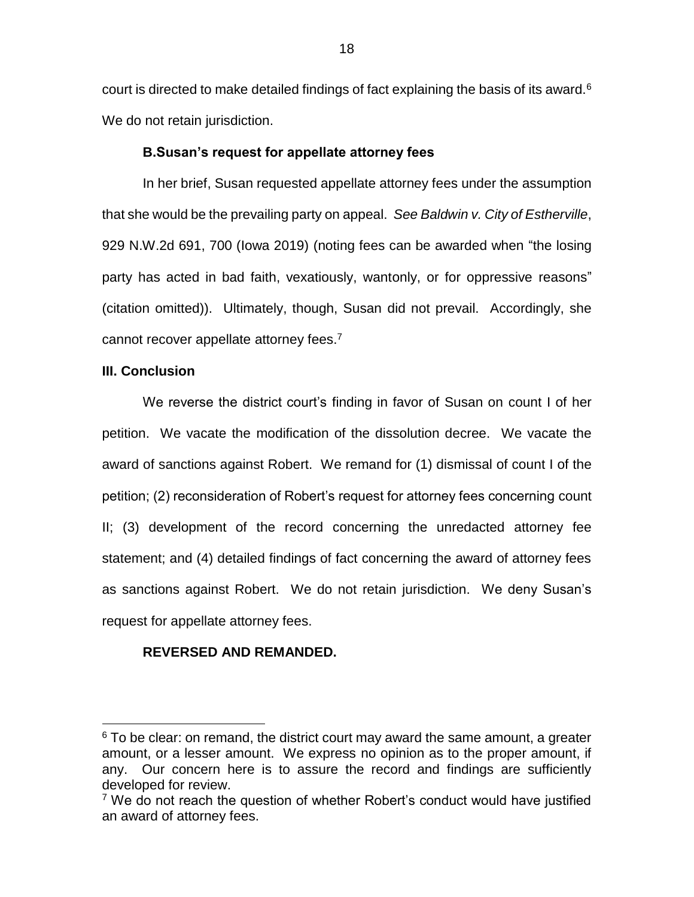court is directed to make detailed findings of fact explaining the basis of its award.[6] We do not retain jurisdiction.

### B. Susan's request for appellate attorney fees

In her brief, Susan requested appellate attorney fees under the assumption that she would be the prevailing party on appeal. *See Baldwin v. City of Estherville*, 929 N.W.2d 691, 700 (Iowa 2019) (noting fees can be awarded when "the losing party has acted in bad faith, vexatiously, wantonly, or for oppressive reasons" (citation omitted)). Ultimately, though, Susan did not prevail. Accordingly, she cannot recover appellate attorney fees.[7]

## III. Conclusion

We reverse the district court's finding in favor of Susan on count I of her petition. We vacate the modification of the dissolution decree. We vacate the award of sanctions against Robert. We remand for (1) dismissal of count I of the petition; (2) reconsideration of Robert's request for attorney fees concerning count II; (3) development of the record concerning the unredacted attorney fee statement; and (4) detailed findings of fact concerning the award of attorney fees as sanctions against Robert. We do not retain jurisdiction. We deny Susan's request for appellate attorney fees.

**REVERSED AND REMANDED.**

---

[6] To be clear: on remand, the district court may award the same amount, a greater amount, or a lesser amount. We express no opinion as to the proper amount, if any. Our concern here is to assure the record and findings are sufficiently developed for review.

[7] We do not reach the question of whether Robert's conduct would have justified an award of attorney fees.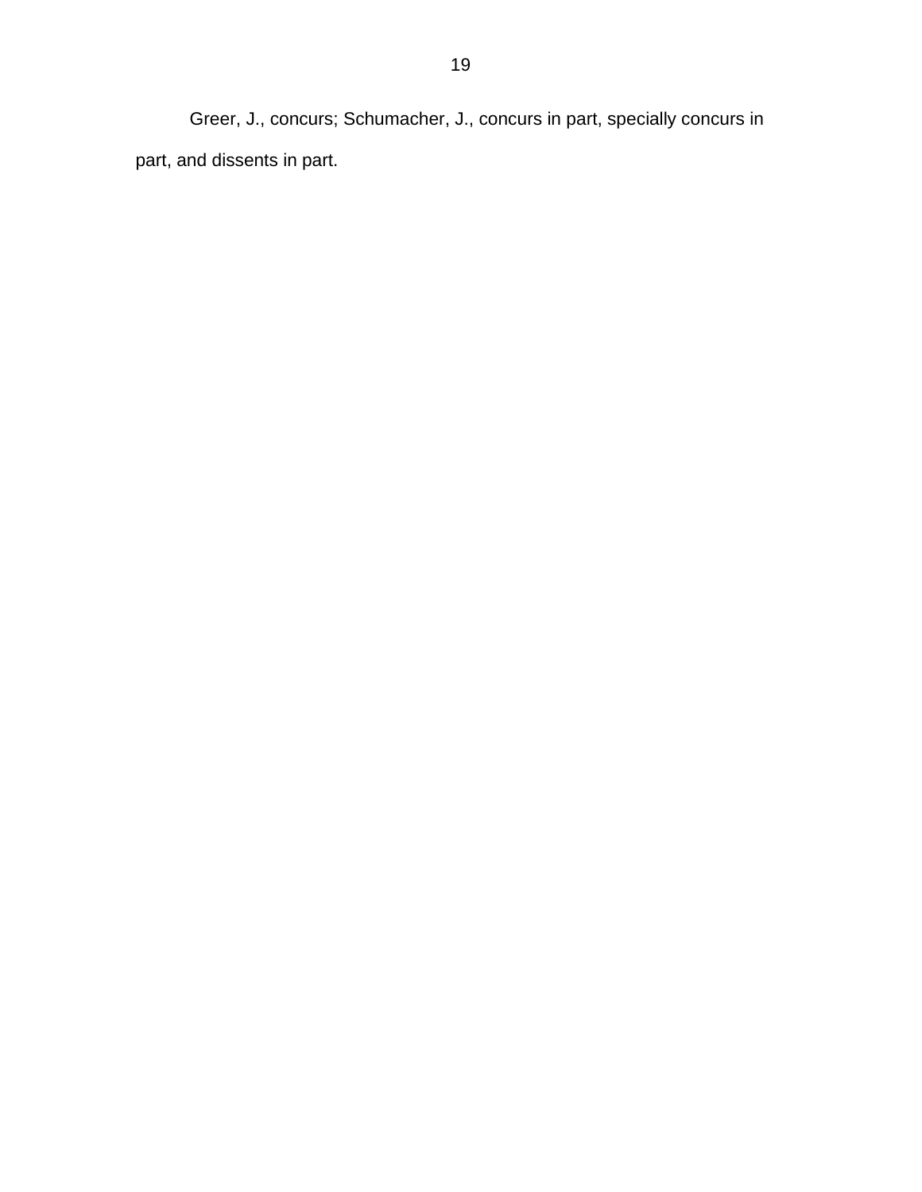Greer, J., concurs; Schumacher, J., concurs in part, specially concurs in part, and dissents in part.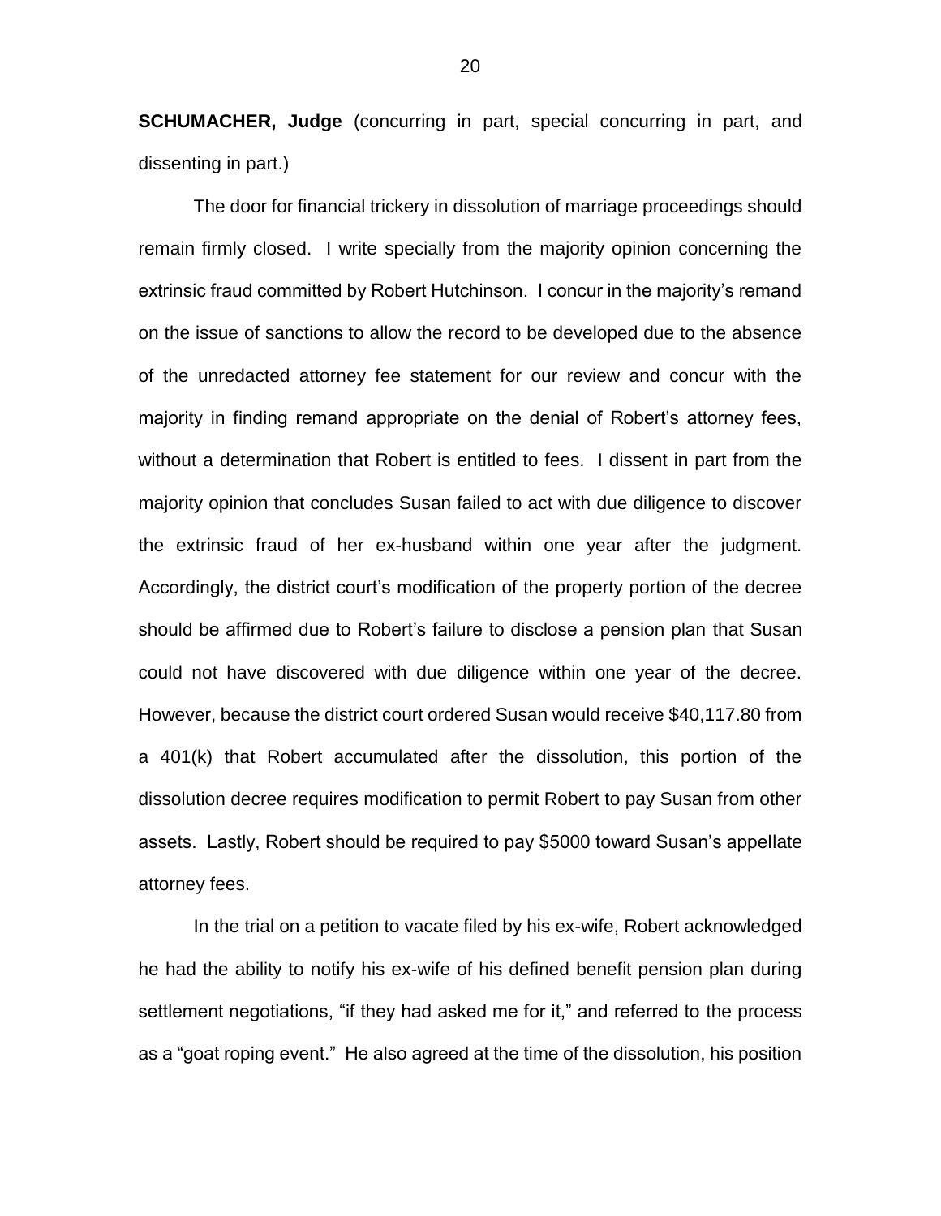**SCHUMACHER, Judge** (concurring in part, special concurring in part, and dissenting in part.)

The door for financial trickery in dissolution of marriage proceedings should remain firmly closed. I write specially from the majority opinion concerning the extrinsic fraud committed by Robert Hutchinson. I concur in the majority's remand on the issue of sanctions to allow the record to be developed due to the absence of the unredacted attorney fee statement for our review and concur with the majority in finding remand appropriate on the denial of Robert's attorney fees, without a determination that Robert is entitled to fees. I dissent in part from the majority opinion that concludes Susan failed to act with due diligence to discover the extrinsic fraud of her ex-husband within one year after the judgment. Accordingly, the district court's modification of the property portion of the decree should be affirmed due to Robert's failure to disclose a pension plan that Susan could not have discovered with due diligence within one year of the decree. However, because the district court ordered Susan would receive $40,117.80 from a 401(k) that Robert accumulated after the dissolution, this portion of the dissolution decree requires modification to permit Robert to pay Susan from other assets. Lastly, Robert should be required to pay $5000 toward Susan's appellate attorney fees.

In the trial on a petition to vacate filed by his ex-wife, Robert acknowledged he had the ability to notify his ex-wife of his defined benefit pension plan during settlement negotiations, "if they had asked me for it," and referred to the process as a "goat roping event." He also agreed at the time of the dissolution, his position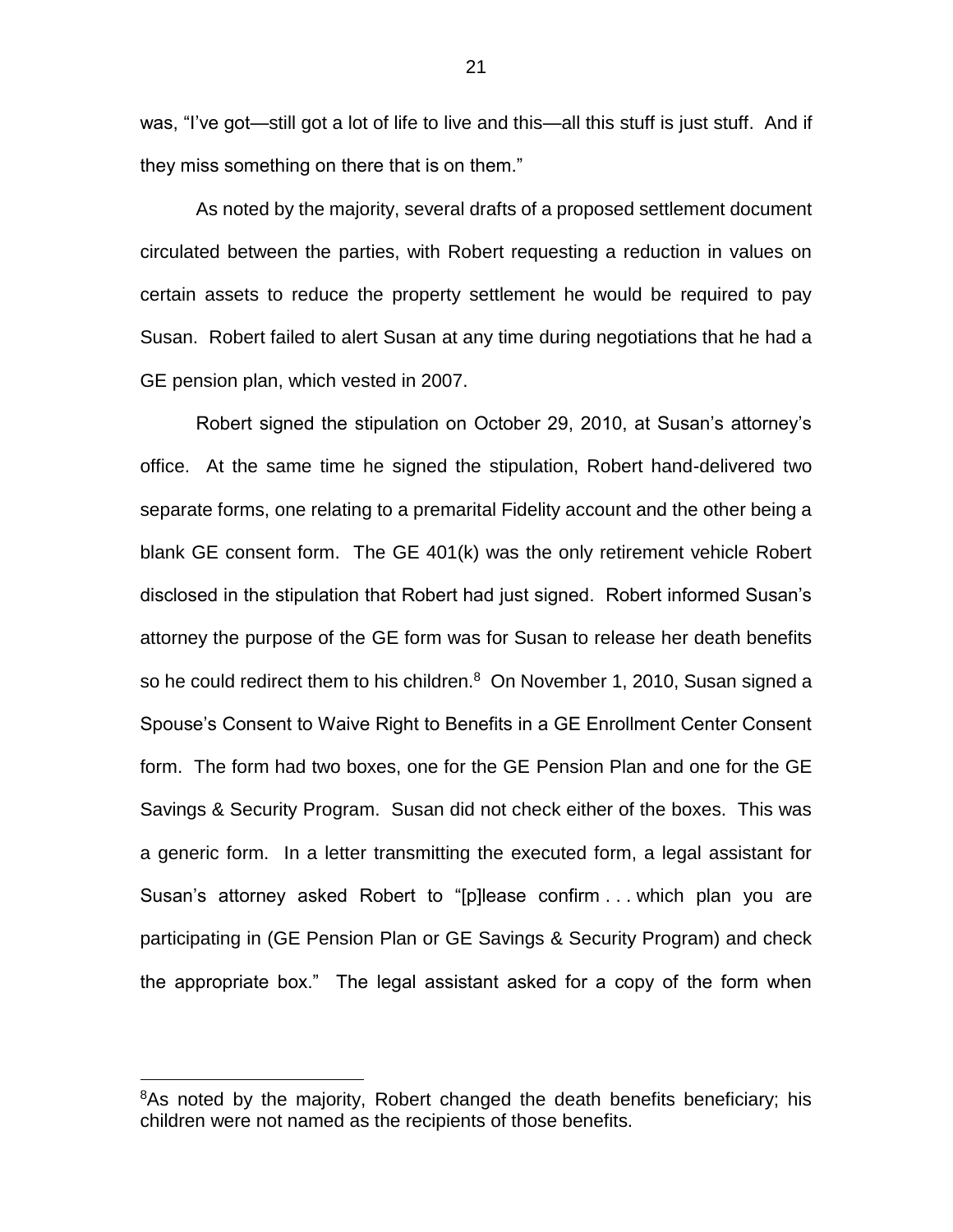was, "I've got—still got a lot of life to live and this—all this stuff is just stuff. And if they miss something on there that is on them."

As noted by the majority, several drafts of a proposed settlement document circulated between the parties, with Robert requesting a reduction in values on certain assets to reduce the property settlement he would be required to pay Susan. Robert failed to alert Susan at any time during negotiations that he had a GE pension plan, which vested in 2007.

Robert signed the stipulation on October 29, 2010, at Susan's attorney's office. At the same time he signed the stipulation, Robert hand-delivered two separate forms, one relating to a premarital Fidelity account and the other being a blank GE consent form. The GE 401(k) was the only retirement vehicle Robert disclosed in the stipulation that Robert had just signed. Robert informed Susan's attorney the purpose of the GE form was for Susan to release her death benefits so he could redirect them to his children.[8] On November 1, 2010, Susan signed a Spouse's Consent to Waive Right to Benefits in a GE Enrollment Center Consent form. The form had two boxes, one for the GE Pension Plan and one for the GE Savings & Security Program. Susan did not check either of the boxes. This was a generic form. In a letter transmitting the executed form, a legal assistant for Susan's attorney asked Robert to "[p]lease confirm . . . which plan you are participating in (GE Pension Plan or GE Savings & Security Program) and check the appropriate box." The legal assistant asked for a copy of the form when

[8]As noted by the majority, Robert changed the death benefits beneficiary; his children were not named as the recipients of those benefits.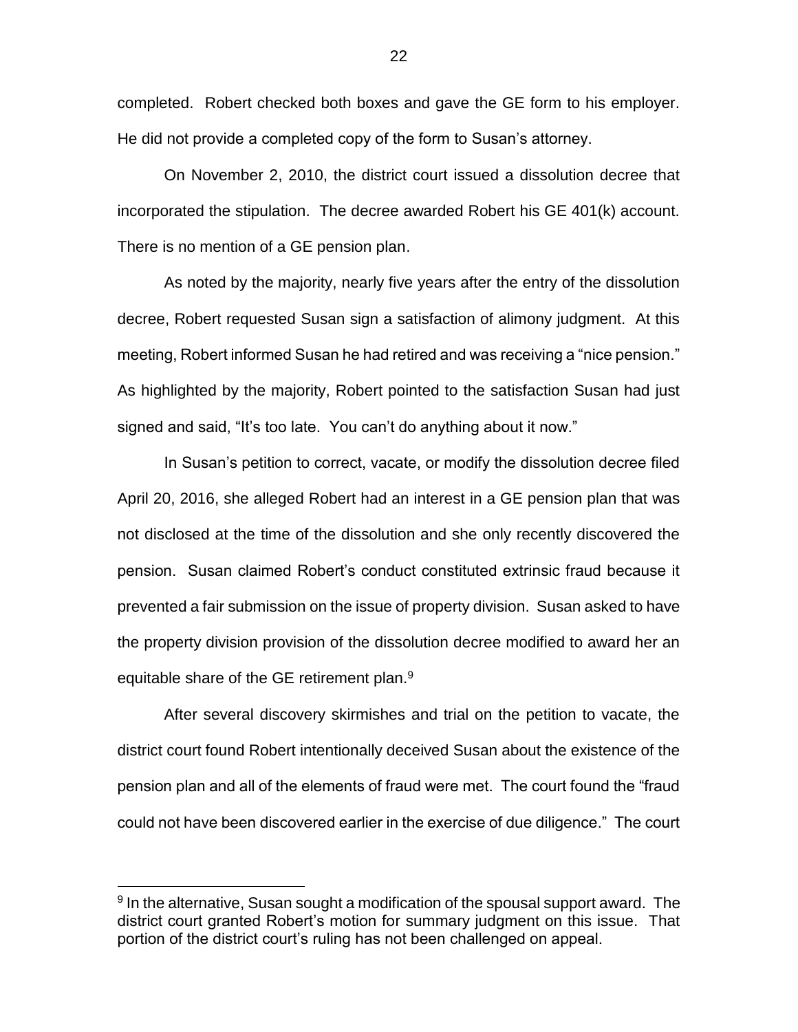completed. Robert checked both boxes and gave the GE form to his employer. He did not provide a completed copy of the form to Susan's attorney.

On November 2, 2010, the district court issued a dissolution decree that incorporated the stipulation. The decree awarded Robert his GE 401(k) account. There is no mention of a GE pension plan.

As noted by the majority, nearly five years after the entry of the dissolution decree, Robert requested Susan sign a satisfaction of alimony judgment. At this meeting, Robert informed Susan he had retired and was receiving a "nice pension." As highlighted by the majority, Robert pointed to the satisfaction Susan had just signed and said, "It's too late. You can't do anything about it now."

In Susan's petition to correct, vacate, or modify the dissolution decree filed April 20, 2016, she alleged Robert had an interest in a GE pension plan that was not disclosed at the time of the dissolution and she only recently discovered the pension. Susan claimed Robert's conduct constituted extrinsic fraud because it prevented a fair submission on the issue of property division. Susan asked to have the property division provision of the dissolution decree modified to award her an equitable share of the GE retirement plan.[9]

After several discovery skirmishes and trial on the petition to vacate, the district court found Robert intentionally deceived Susan about the existence of the pension plan and all of the elements of fraud were met. The court found the "fraud could not have been discovered earlier in the exercise of due diligence." The court

---

[9] In the alternative, Susan sought a modification of the spousal support award. The district court granted Robert's motion for summary judgment on this issue. That portion of the district court's ruling has not been challenged on appeal.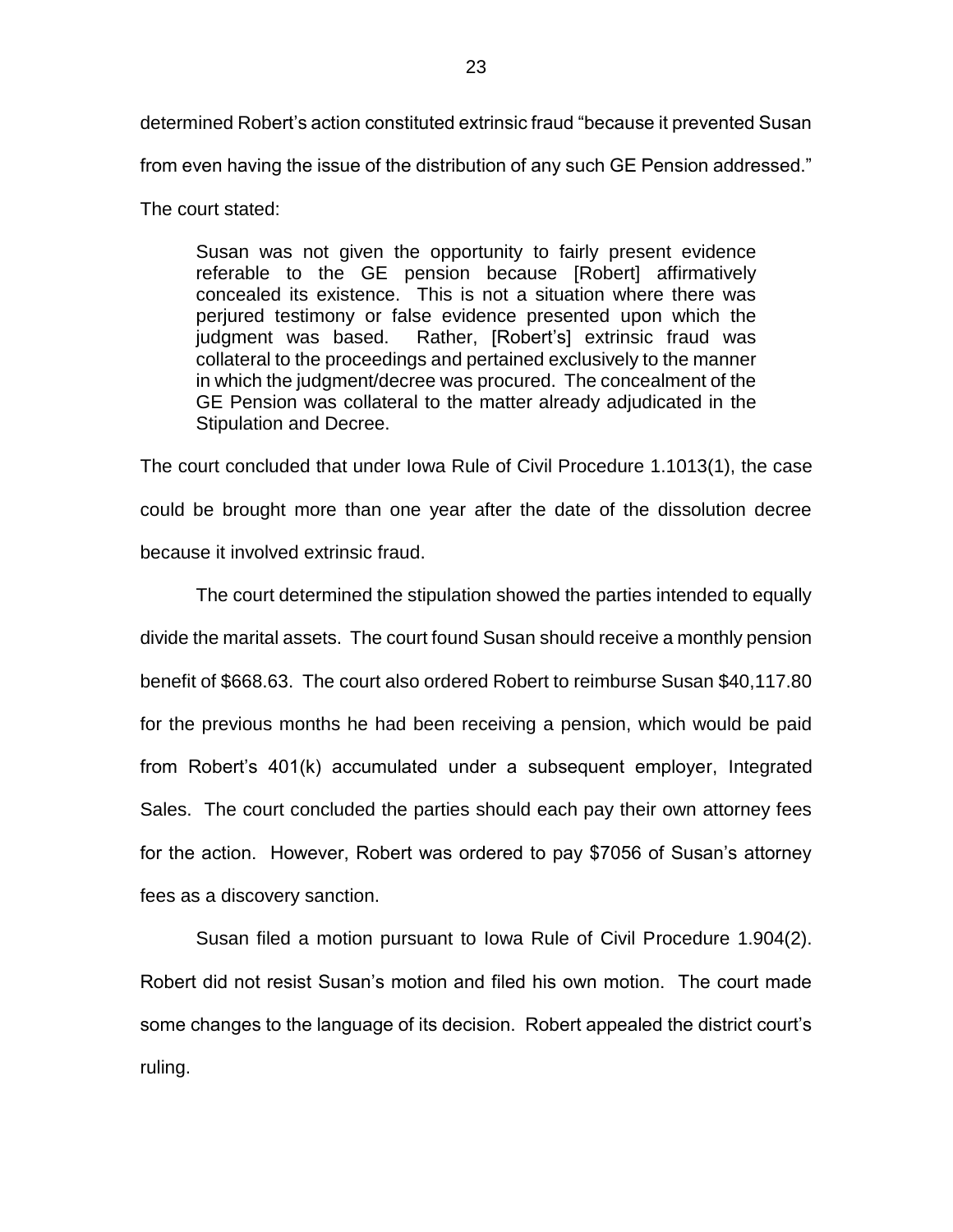determined Robert's action constituted extrinsic fraud "because it prevented Susan from even having the issue of the distribution of any such GE Pension addressed." The court stated:

> Susan was not given the opportunity to fairly present evidence referable to the GE pension because [Robert] affirmatively concealed its existence. This is not a situation where there was perjured testimony or false evidence presented upon which the judgment was based. Rather, [Robert's] extrinsic fraud was collateral to the proceedings and pertained exclusively to the manner in which the judgment/decree was procured. The concealment of the GE Pension was collateral to the matter already adjudicated in the Stipulation and Decree.

The court concluded that under Iowa Rule of Civil Procedure 1.1013(1), the case could be brought more than one year after the date of the dissolution decree because it involved extrinsic fraud.

The court determined the stipulation showed the parties intended to equally divide the marital assets. The court found Susan should receive a monthly pension benefit of $668.63. The court also ordered Robert to reimburse Susan $40,117.80 for the previous months he had been receiving a pension, which would be paid from Robert's 401(k) accumulated under a subsequent employer, Integrated Sales. The court concluded the parties should each pay their own attorney fees for the action. However, Robert was ordered to pay $7056 of Susan's attorney fees as a discovery sanction.

Susan filed a motion pursuant to Iowa Rule of Civil Procedure 1.904(2). Robert did not resist Susan's motion and filed his own motion. The court made some changes to the language of its decision. Robert appealed the district court's ruling.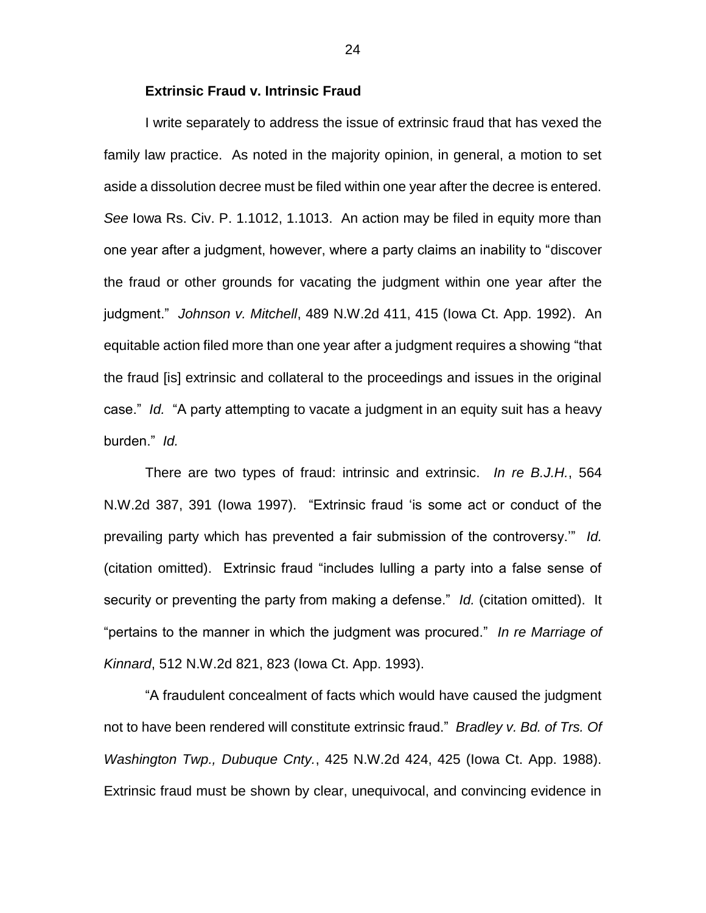**Extrinsic Fraud v. Intrinsic Fraud**

I write separately to address the issue of extrinsic fraud that has vexed the family law practice. As noted in the majority opinion, in general, a motion to set aside a dissolution decree must be filed within one year after the decree is entered. *See* Iowa Rs. Civ. P. 1.1012, 1.1013. An action may be filed in equity more than one year after a judgment, however, where a party claims an inability to "discover the fraud or other grounds for vacating the judgment within one year after the judgment." *Johnson v. Mitchell*, 489 N.W.2d 411, 415 (Iowa Ct. App. 1992). An equitable action filed more than one year after a judgment requires a showing "that the fraud [is] extrinsic and collateral to the proceedings and issues in the original case." *Id.* "A party attempting to vacate a judgment in an equity suit has a heavy burden." *Id.*

There are two types of fraud: intrinsic and extrinsic. *In re B.J.H.*, 564 N.W.2d 387, 391 (Iowa 1997). "Extrinsic fraud 'is some act or conduct of the prevailing party which has prevented a fair submission of the controversy.'" *Id.* (citation omitted). Extrinsic fraud "includes lulling a party into a false sense of security or preventing the party from making a defense." *Id.* (citation omitted). It "pertains to the manner in which the judgment was procured." *In re Marriage of Kinnard*, 512 N.W.2d 821, 823 (Iowa Ct. App. 1993).

"A fraudulent concealment of facts which would have caused the judgment not to have been rendered will constitute extrinsic fraud." *Bradley v. Bd. of Trs. Of Washington Twp., Dubuque Cnty.*, 425 N.W.2d 424, 425 (Iowa Ct. App. 1988). Extrinsic fraud must be shown by clear, unequivocal, and convincing evidence in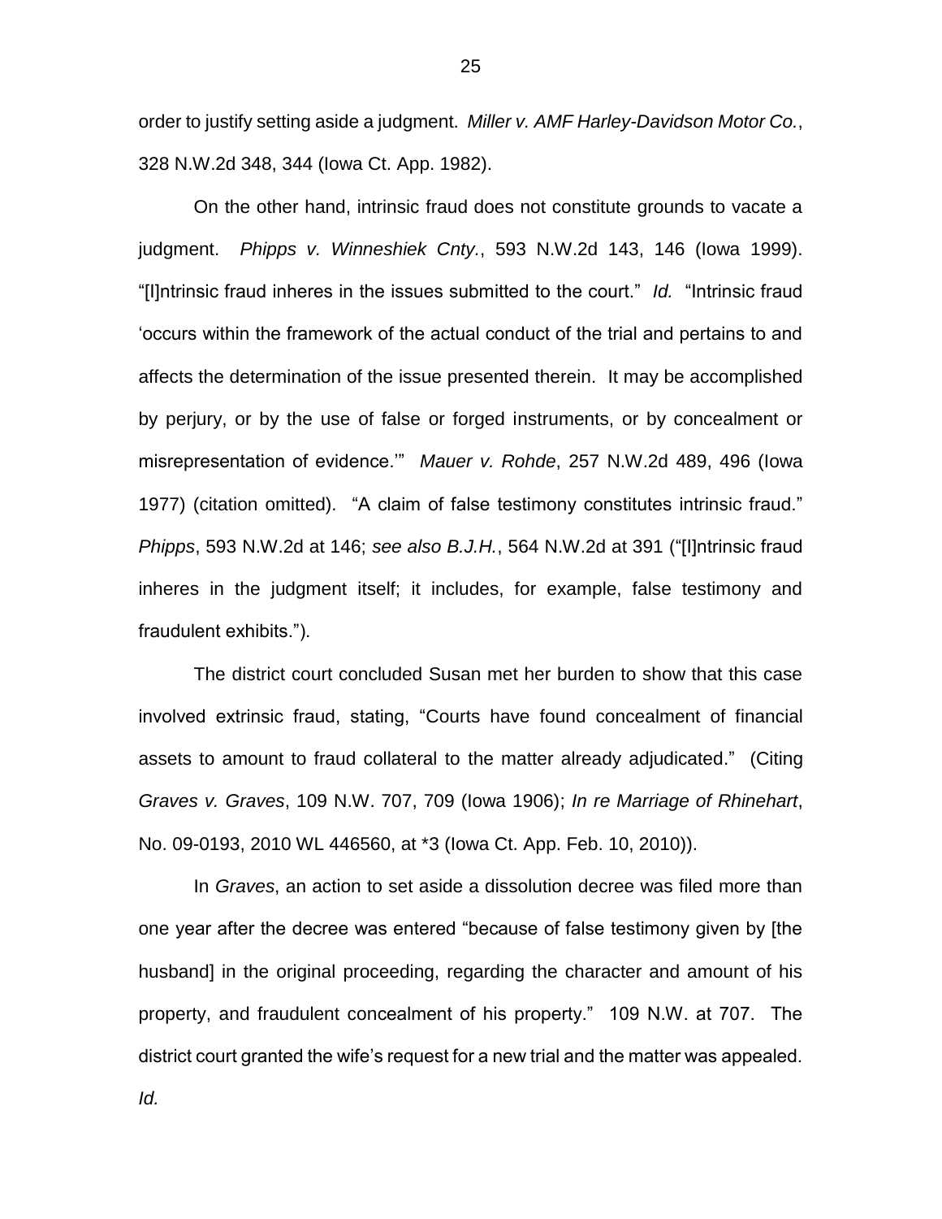order to justify setting aside a judgment. *Miller v. AMF Harley-Davidson Motor Co.*, 328 N.W.2d 348, 344 (Iowa Ct. App. 1982).

On the other hand, intrinsic fraud does not constitute grounds to vacate a judgment. *Phipps v. Winneshiek Cnty.*, 593 N.W.2d 143, 146 (Iowa 1999). "[I]ntrinsic fraud inheres in the issues submitted to the court." *Id.* "Intrinsic fraud 'occurs within the framework of the actual conduct of the trial and pertains to and affects the determination of the issue presented therein. It may be accomplished by perjury, or by the use of false or forged instruments, or by concealment or misrepresentation of evidence.'" *Mauer v. Rohde*, 257 N.W.2d 489, 496 (Iowa 1977) (citation omitted). "A claim of false testimony constitutes intrinsic fraud." *Phipps*, 593 N.W.2d at 146; *see also B.J.H.*, 564 N.W.2d at 391 ("[I]ntrinsic fraud inheres in the judgment itself; it includes, for example, false testimony and fraudulent exhibits.").

The district court concluded Susan met her burden to show that this case involved extrinsic fraud, stating, "Courts have found concealment of financial assets to amount to fraud collateral to the matter already adjudicated." (Citing *Graves v. Graves*, 109 N.W. 707, 709 (Iowa 1906); *In re Marriage of Rhinehart*, No. 09-0193, 2010 WL 446560, at *3 (Iowa Ct. App. Feb. 10, 2010)).

In *Graves*, an action to set aside a dissolution decree was filed more than one year after the decree was entered "because of false testimony given by [the husband] in the original proceeding, regarding the character and amount of his property, and fraudulent concealment of his property." 109 N.W. at 707. The district court granted the wife's request for a new trial and the matter was appealed. *Id.*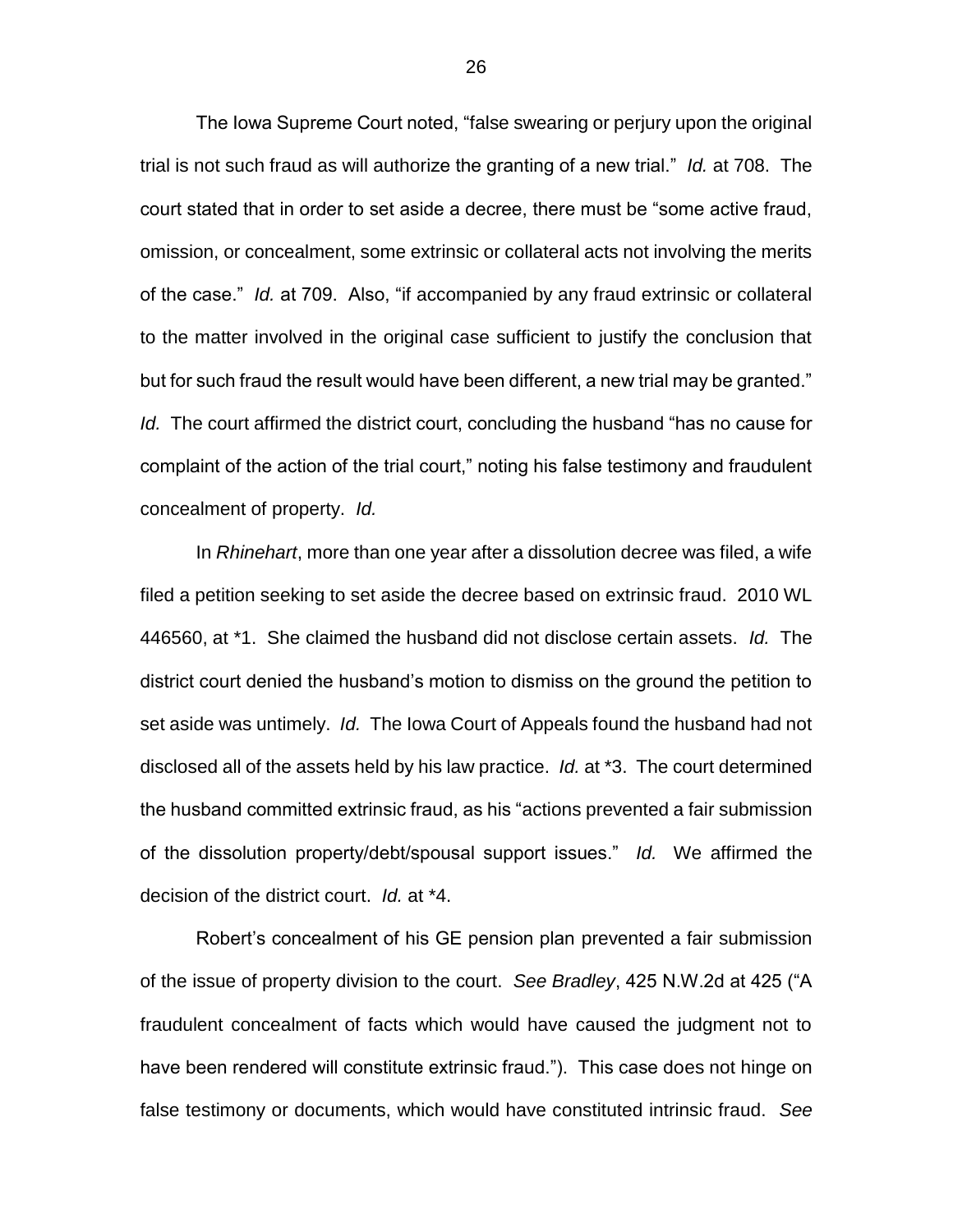The Iowa Supreme Court noted, "false swearing or perjury upon the original trial is not such fraud as will authorize the granting of a new trial." *Id.* at 708. The court stated that in order to set aside a decree, there must be "some active fraud, omission, or concealment, some extrinsic or collateral acts not involving the merits of the case." *Id.* at 709. Also, "if accompanied by any fraud extrinsic or collateral to the matter involved in the original case sufficient to justify the conclusion that but for such fraud the result would have been different, a new trial may be granted." *Id.* The court affirmed the district court, concluding the husband "has no cause for complaint of the action of the trial court," noting his false testimony and fraudulent concealment of property. *Id.*

In *Rhinehart*, more than one year after a dissolution decree was filed, a wife filed a petition seeking to set aside the decree based on extrinsic fraud. 2010 WL 446560, at *1. She claimed the husband did not disclose certain assets. *Id.* The district court denied the husband's motion to dismiss on the ground the petition to set aside was untimely. *Id.* The Iowa Court of Appeals found the husband had not disclosed all of the assets held by his law practice. *Id.* at *3. The court determined the husband committed extrinsic fraud, as his "actions prevented a fair submission of the dissolution property/debt/spousal support issues." *Id.* We affirmed the decision of the district court. *Id.* at *4.

Robert's concealment of his GE pension plan prevented a fair submission of the issue of property division to the court. *See Bradley*, 425 N.W.2d at 425 ("A fraudulent concealment of facts which would have caused the judgment not to have been rendered will constitute extrinsic fraud."). This case does not hinge on false testimony or documents, which would have constituted intrinsic fraud. *See*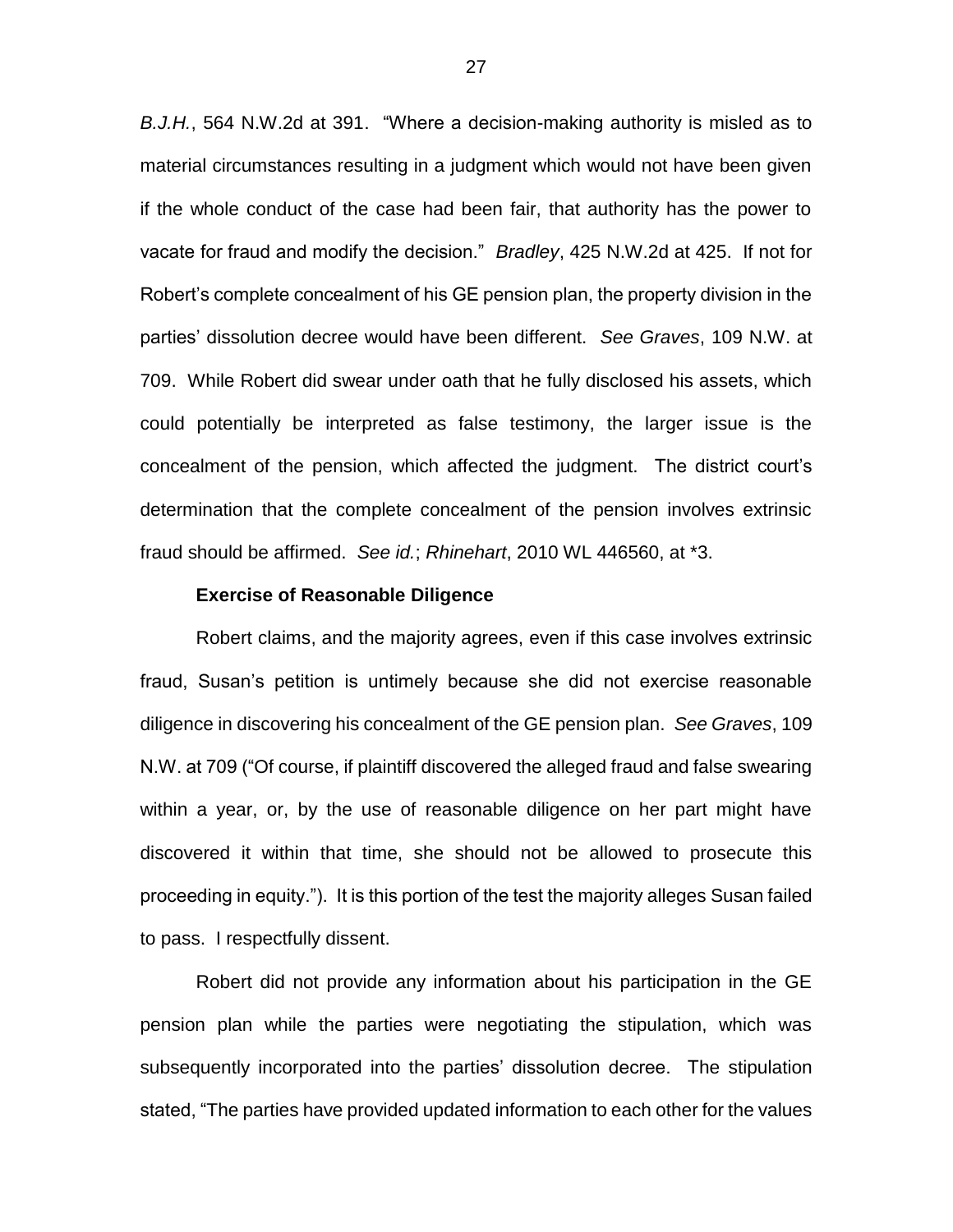*B.J.H.*, 564 N.W.2d at 391. "Where a decision-making authority is misled as to material circumstances resulting in a judgment which would not have been given if the whole conduct of the case had been fair, that authority has the power to vacate for fraud and modify the decision." *Bradley*, 425 N.W.2d at 425. If not for Robert's complete concealment of his GE pension plan, the property division in the parties' dissolution decree would have been different. *See Graves*, 109 N.W. at 709. While Robert did swear under oath that he fully disclosed his assets, which could potentially be interpreted as false testimony, the larger issue is the concealment of the pension, which affected the judgment. The district court's determination that the complete concealment of the pension involves extrinsic fraud should be affirmed. *See id.*; *Rhinehart*, 2010 WL 446560, at *3.

**Exercise of Reasonable Diligence**

Robert claims, and the majority agrees, even if this case involves extrinsic fraud, Susan's petition is untimely because she did not exercise reasonable diligence in discovering his concealment of the GE pension plan. *See Graves*, 109 N.W. at 709 ("Of course, if plaintiff discovered the alleged fraud and false swearing within a year, or, by the use of reasonable diligence on her part might have discovered it within that time, she should not be allowed to prosecute this proceeding in equity."). It is this portion of the test the majority alleges Susan failed to pass. I respectfully dissent.

Robert did not provide any information about his participation in the GE pension plan while the parties were negotiating the stipulation, which was subsequently incorporated into the parties' dissolution decree. The stipulation stated, "The parties have provided updated information to each other for the values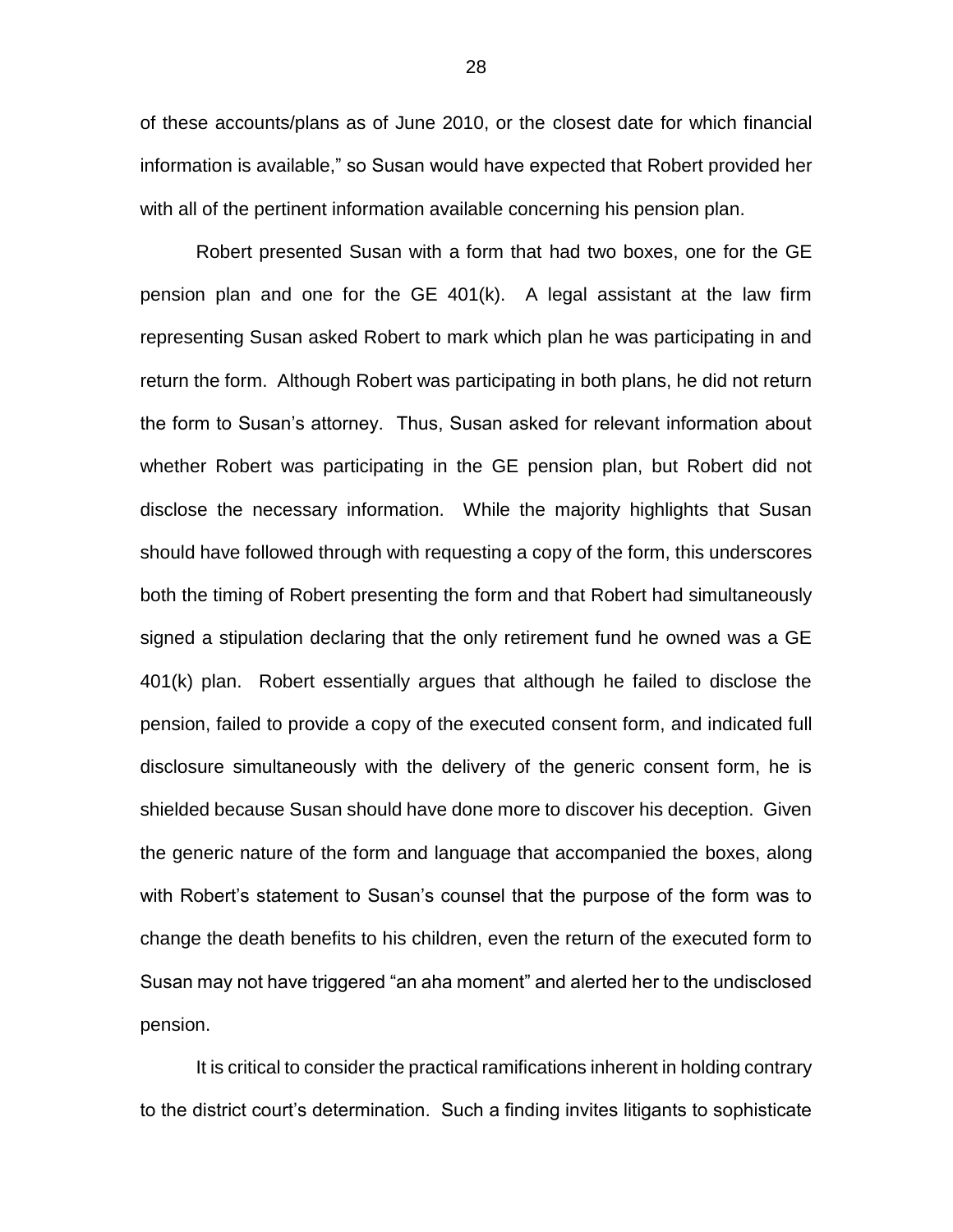of these accounts/plans as of June 2010, or the closest date for which financial information is available," so Susan would have expected that Robert provided her with all of the pertinent information available concerning his pension plan.

Robert presented Susan with a form that had two boxes, one for the GE pension plan and one for the GE 401(k). A legal assistant at the law firm representing Susan asked Robert to mark which plan he was participating in and return the form. Although Robert was participating in both plans, he did not return the form to Susan's attorney. Thus, Susan asked for relevant information about whether Robert was participating in the GE pension plan, but Robert did not disclose the necessary information. While the majority highlights that Susan should have followed through with requesting a copy of the form, this underscores both the timing of Robert presenting the form and that Robert had simultaneously signed a stipulation declaring that the only retirement fund he owned was a GE 401(k) plan. Robert essentially argues that although he failed to disclose the pension, failed to provide a copy of the executed consent form, and indicated full disclosure simultaneously with the delivery of the generic consent form, he is shielded because Susan should have done more to discover his deception. Given the generic nature of the form and language that accompanied the boxes, along with Robert's statement to Susan's counsel that the purpose of the form was to change the death benefits to his children, even the return of the executed form to Susan may not have triggered "an aha moment" and alerted her to the undisclosed pension.

It is critical to consider the practical ramifications inherent in holding contrary to the district court's determination. Such a finding invites litigants to sophisticate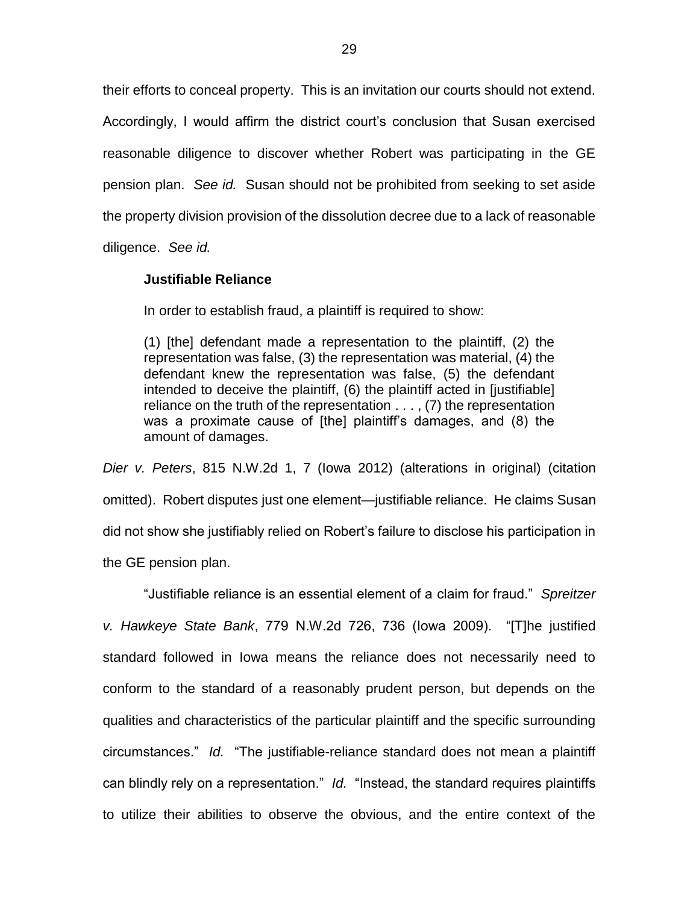their efforts to conceal property. This is an invitation our courts should not extend. Accordingly, I would affirm the district court's conclusion that Susan exercised reasonable diligence to discover whether Robert was participating in the GE pension plan. *See id.* Susan should not be prohibited from seeking to set aside the property division provision of the dissolution decree due to a lack of reasonable diligence. *See id.*

**Justifiable Reliance**

In order to establish fraud, a plaintiff is required to show:

> (1) [the] defendant made a representation to the plaintiff, (2) the representation was false, (3) the representation was material, (4) the defendant knew the representation was false, (5) the defendant intended to deceive the plaintiff, (6) the plaintiff acted in [justifiable] reliance on the truth of the representation . . . , (7) the representation was a proximate cause of [the] plaintiff's damages, and (8) the amount of damages.

*Dier v. Peters*, 815 N.W.2d 1, 7 (Iowa 2012) (alterations in original) (citation omitted). Robert disputes just one element—justifiable reliance. He claims Susan did not show she justifiably relied on Robert's failure to disclose his participation in the GE pension plan.

"Justifiable reliance is an essential element of a claim for fraud." *Spreitzer v. Hawkeye State Bank*, 779 N.W.2d 726, 736 (Iowa 2009). "[T]he justified standard followed in Iowa means the reliance does not necessarily need to conform to the standard of a reasonably prudent person, but depends on the qualities and characteristics of the particular plaintiff and the specific surrounding circumstances." *Id.* "The justifiable-reliance standard does not mean a plaintiff can blindly rely on a representation." *Id.* "Instead, the standard requires plaintiffs to utilize their abilities to observe the obvious, and the entire context of the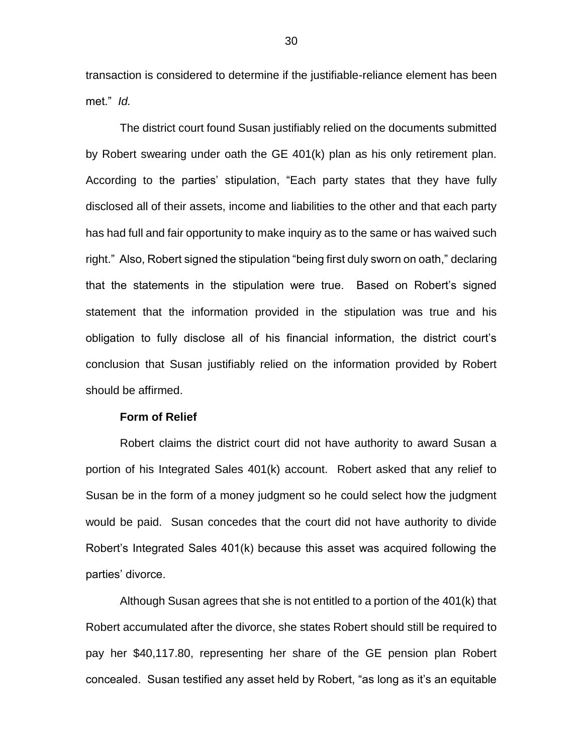transaction is considered to determine if the justifiable-reliance element has been met." *Id.*

The district court found Susan justifiably relied on the documents submitted by Robert swearing under oath the GE 401(k) plan as his only retirement plan. According to the parties' stipulation, "Each party states that they have fully disclosed all of their assets, income and liabilities to the other and that each party has had full and fair opportunity to make inquiry as to the same or has waived such right." Also, Robert signed the stipulation "being first duly sworn on oath," declaring that the statements in the stipulation were true. Based on Robert's signed statement that the information provided in the stipulation was true and his obligation to fully disclose all of his financial information, the district court's conclusion that Susan justifiably relied on the information provided by Robert should be affirmed.

**Form of Relief**

Robert claims the district court did not have authority to award Susan a portion of his Integrated Sales 401(k) account. Robert asked that any relief to Susan be in the form of a money judgment so he could select how the judgment would be paid. Susan concedes that the court did not have authority to divide Robert's Integrated Sales 401(k) because this asset was acquired following the parties' divorce.

Although Susan agrees that she is not entitled to a portion of the 401(k) that Robert accumulated after the divorce, she states Robert should still be required to pay her $40,117.80, representing her share of the GE pension plan Robert concealed. Susan testified any asset held by Robert, "as long as it's an equitable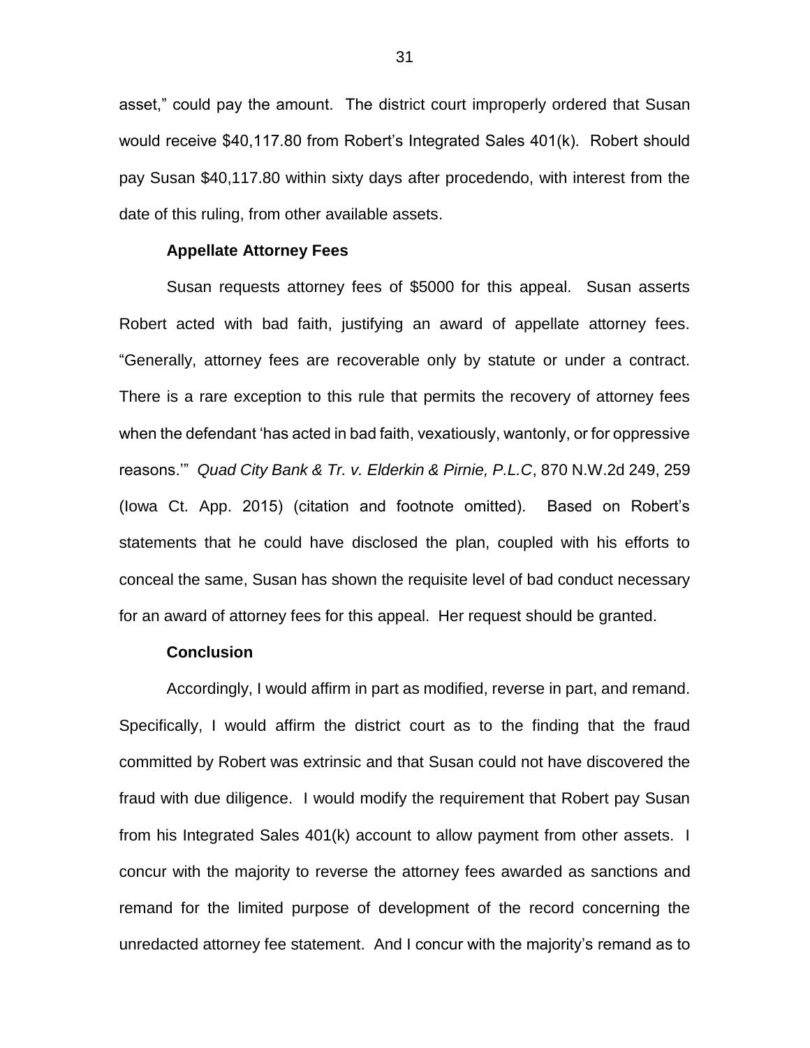asset," could pay the amount. The district court improperly ordered that Susan would receive $40,117.80 from Robert's Integrated Sales 401(k). Robert should pay Susan $40,117.80 within sixty days after procedendo, with interest from the date of this ruling, from other available assets.

**Appellate Attorney Fees**

Susan requests attorney fees of $5000 for this appeal. Susan asserts Robert acted with bad faith, justifying an award of appellate attorney fees. "Generally, attorney fees are recoverable only by statute or under a contract. There is a rare exception to this rule that permits the recovery of attorney fees when the defendant 'has acted in bad faith, vexatiously, wantonly, or for oppressive reasons.'" *Quad City Bank & Tr. v. Elderkin & Pirnie, P.L.C*, 870 N.W.2d 249, 259 (Iowa Ct. App. 2015) (citation and footnote omitted). Based on Robert's statements that he could have disclosed the plan, coupled with his efforts to conceal the same, Susan has shown the requisite level of bad conduct necessary for an award of attorney fees for this appeal. Her request should be granted.

**Conclusion**

Accordingly, I would affirm in part as modified, reverse in part, and remand. Specifically, I would affirm the district court as to the finding that the fraud committed by Robert was extrinsic and that Susan could not have discovered the fraud with due diligence. I would modify the requirement that Robert pay Susan from his Integrated Sales 401(k) account to allow payment from other assets. I concur with the majority to reverse the attorney fees awarded as sanctions and remand for the limited purpose of development of the record concerning the unredacted attorney fee statement. And I concur with the majority's remand as to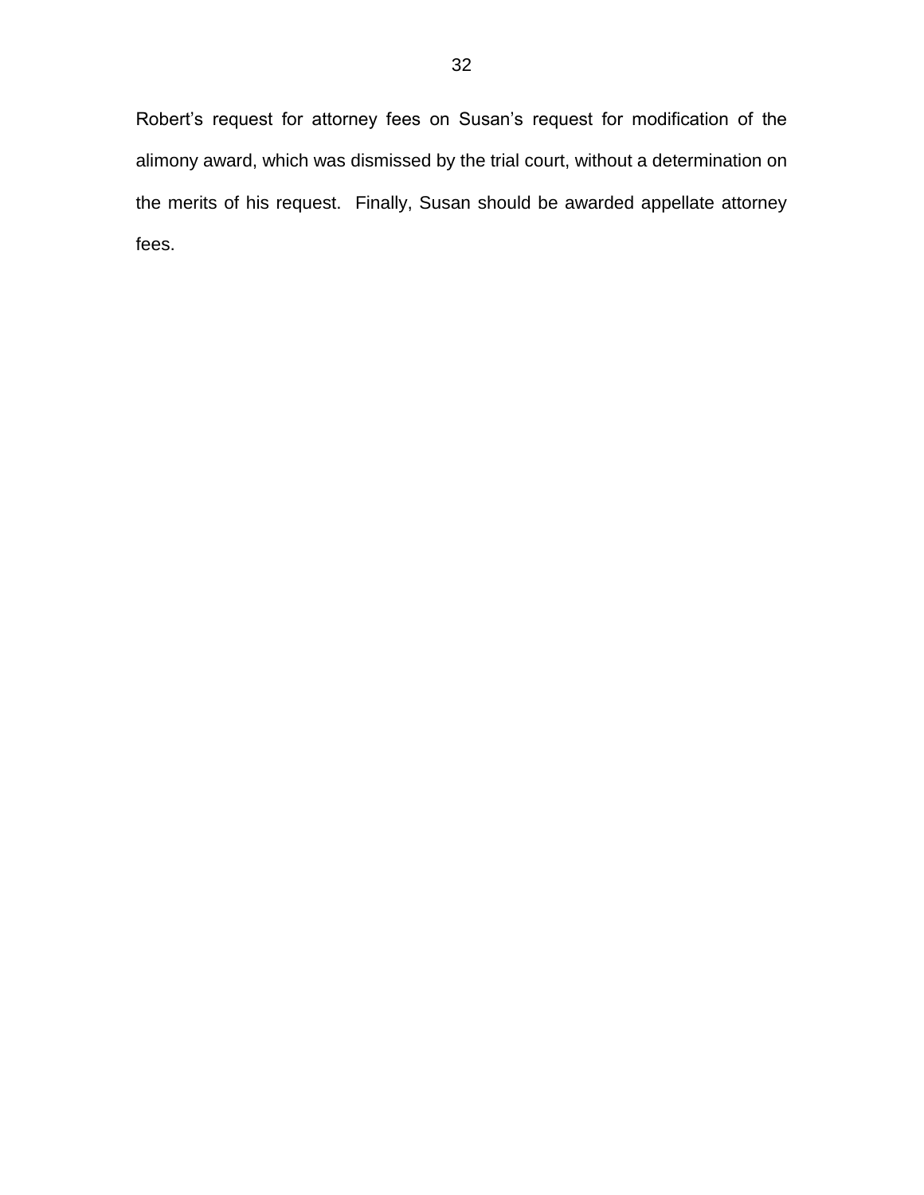Robert's request for attorney fees on Susan's request for modification of the alimony award, which was dismissed by the trial court, without a determination on the merits of his request. Finally, Susan should be awarded appellate attorney fees.